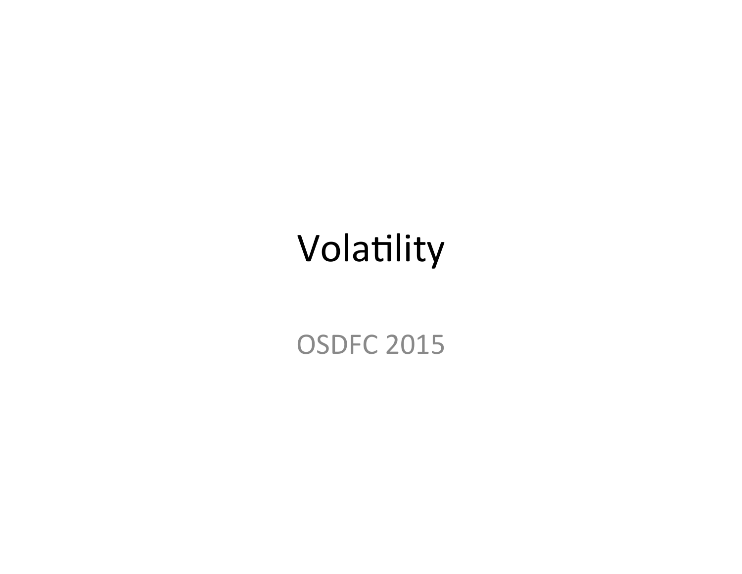# Volatility

OSDFC 2015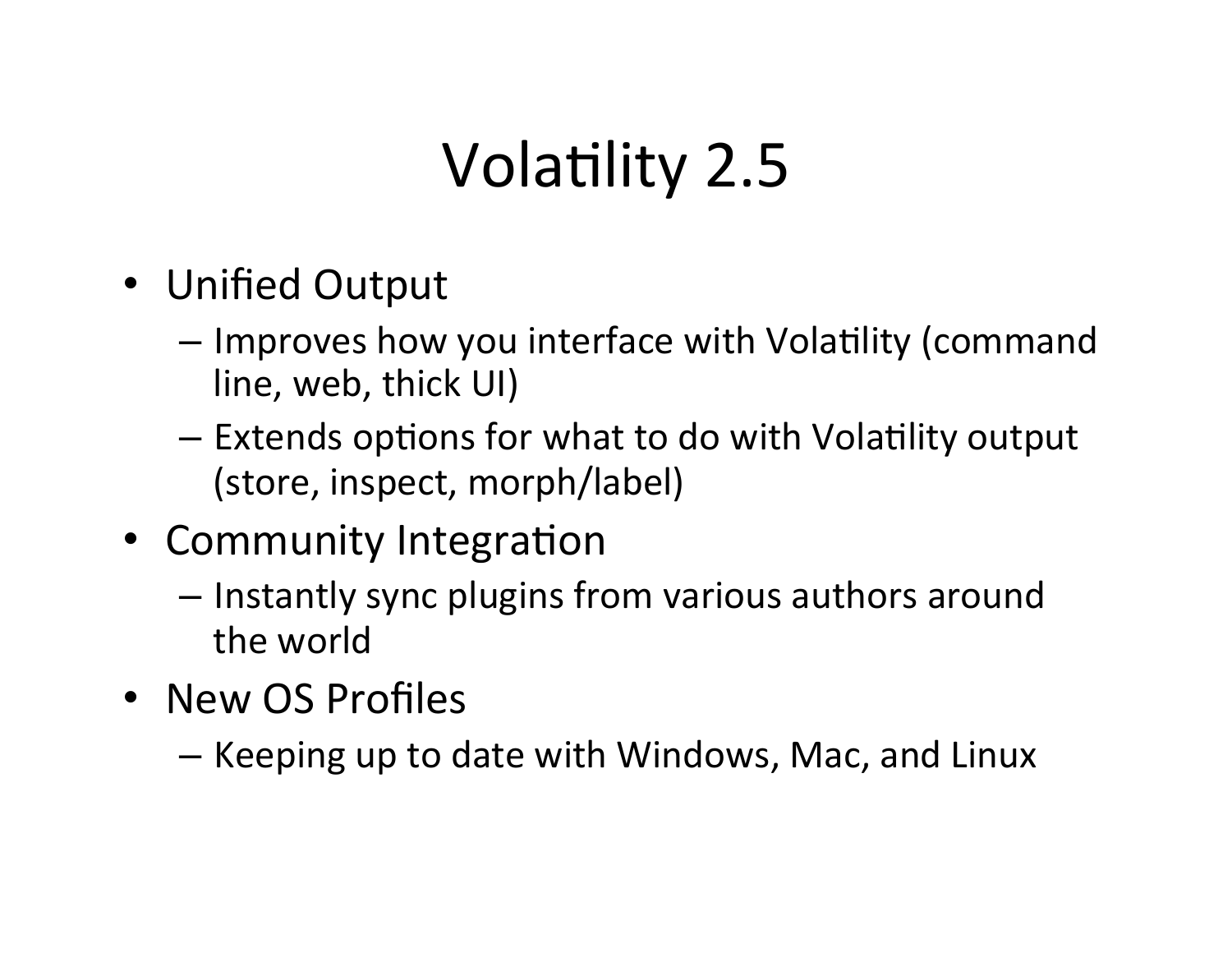# Volatility 2.5

- Unified Output
  - Improves how you interface with Volatility (command line, web, thick UI)
  - Extends options for what to do with Volatility output (store, inspect, morph/label)
- Community Integration
  - Instantly sync plugins from various authors around the world
- New OS Profiles
  - Keeping up to date with Windows, Mac, and Linux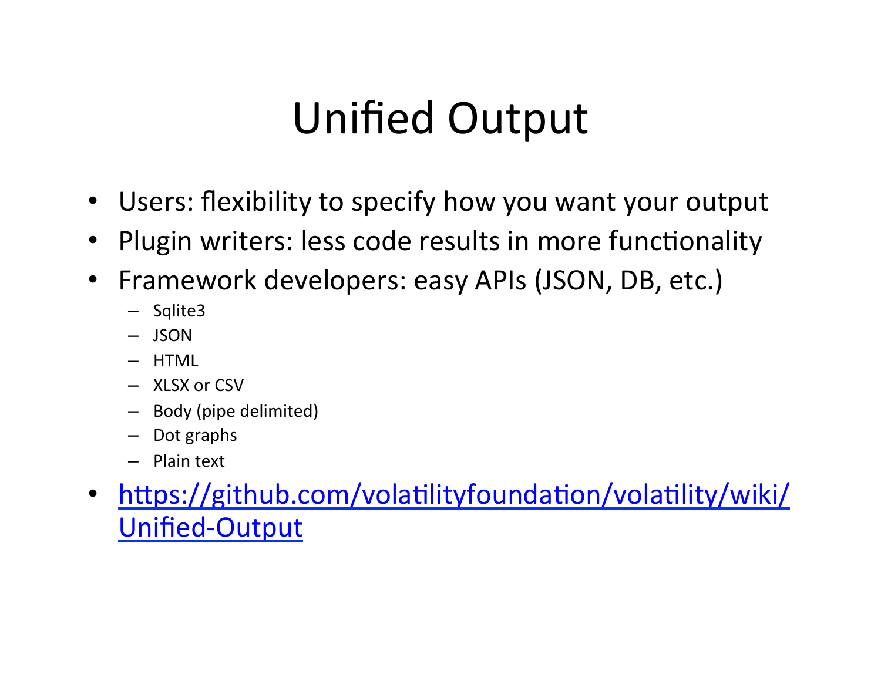# Unified Output

- Users: flexibility to specify how you want your output
- Plugin writers: less code results in more functionality
- Framework developers: easy APIs (JSON, DB, etc.)
  - Sqlite3
  - JSON
  - HTML
  - XLSX or CSV
  - Body (pipe delimited)
  - Dot graphs
  - Plain text
- [https://github.com/volatilityfoundation/volatility/wiki/Unified-Output](https://github.com/volatilityfoundation/volatility/wiki/Unified-Output)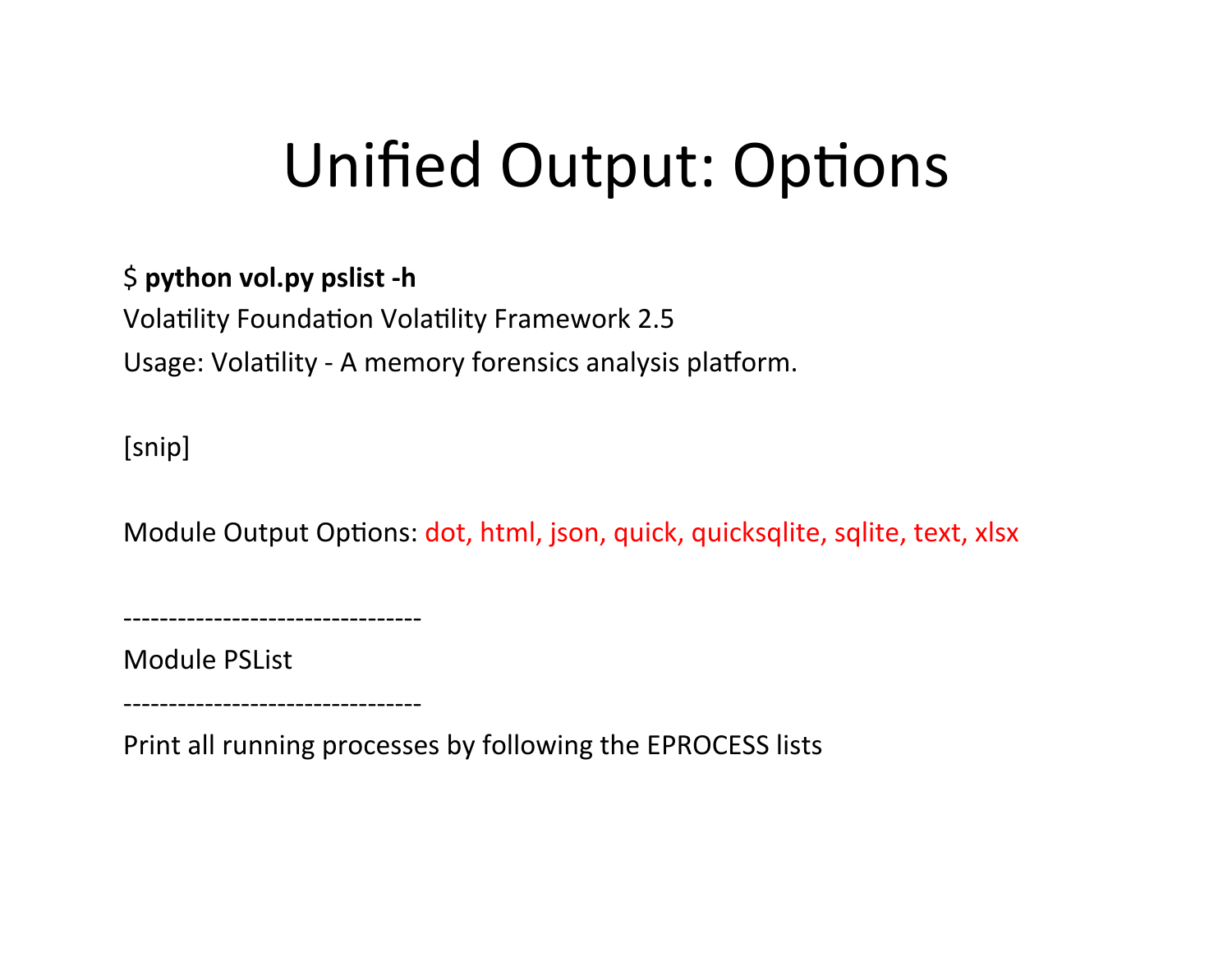# Unified Output: Options

$ **python vol.py pslist -h**

Volatility Foundation Volatility Framework 2.5

Usage: Volatility - A memory forensics analysis platform.

[snip]

Module Output Options: dot, html, json, quick, quicksqlite, sqlite, text, xlsx

---------------------------------

Module PSList

---------------------------------

Print all running processes by following the EPROCESS lists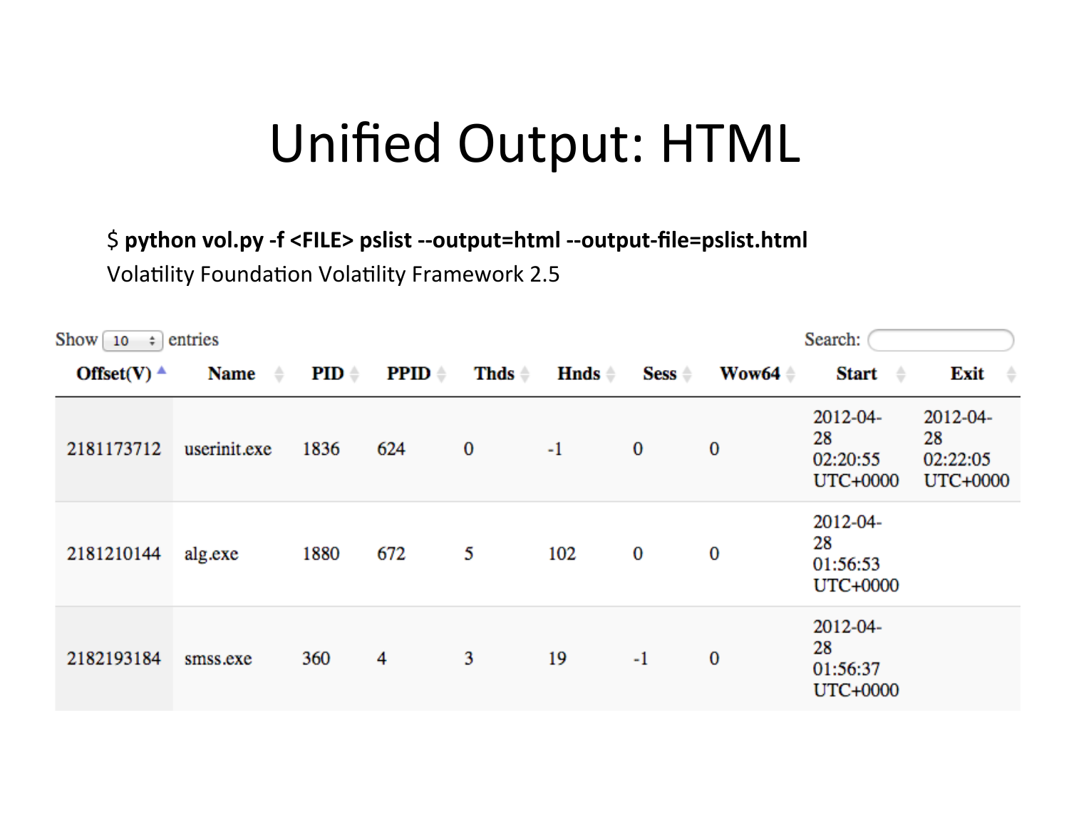# Unified Output: HTML

```
$ python vol.py -f <FILE> pslist --output=html --output-file=pslist.html
Volatility Foundation Volatility Framework 2.5
```

Show 10 entries Search:

| Offset(V) | Name | PID | PPID | Thds | Hnds | Sess | Wow64 | Start | Exit |
|---|---|---|---|---|---|---|---|---|---|
| 2181173712 | userinit.exe | 1836 | 624 | 0 | -1 | 0 | 0 | 2012-04-28 02:20:55 UTC+0000 | 2012-04-28 02:22:05 UTC+0000 |
| 2181210144 | alg.exe | 1880 | 672 | 5 | 102 | 0 | 0 | 2012-04-28 01:56:53 UTC+0000 | |
| 2182193184 | smss.exe | 360 | 4 | 3 | 19 | -1 | 0 | 2012-04-28 01:56:37 UTC+0000 | |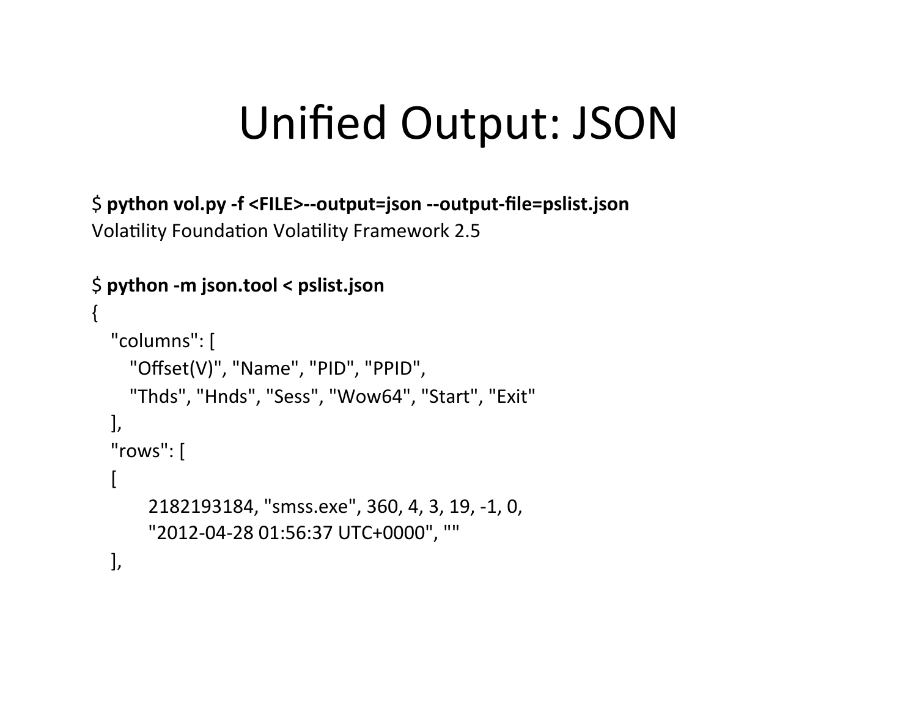# Unified Output: JSON

```
$ python vol.py -f <FILE>--output=json --output-file=pslist.json
Volatility Foundation Volatility Framework 2.5

$ python -m json.tool < pslist.json
{
   "columns": [
      "Offset(V)", "Name", "PID", "PPID",
      "Thds", "Hnds", "Sess", "Wow64", "Start", "Exit"
   ],
   "rows": [
   [
         2182193184, "smss.exe", 360, 4, 3, 19, -1, 0,
         "2012-04-28 01:56:37 UTC+0000", ""
   ],
```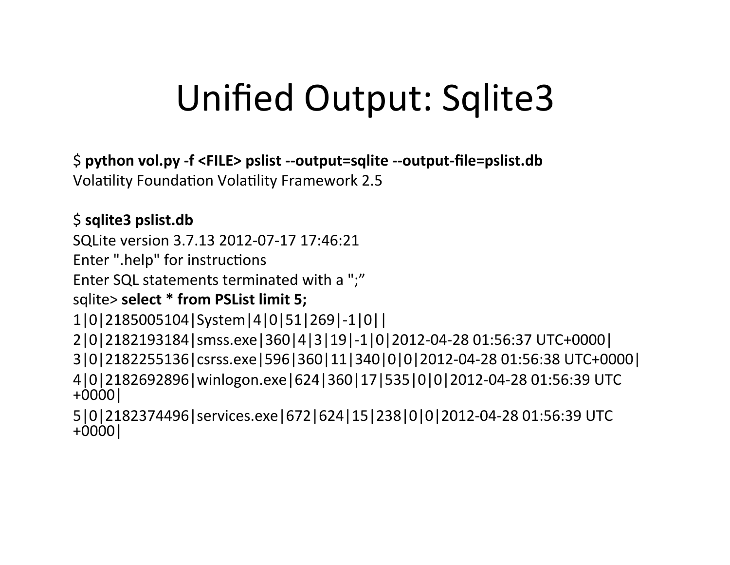# Unified Output: Sqlite3

$ **python vol.py -f <FILE> pslist --output=sqlite --output-file=pslist.db**
Volatility Foundation Volatility Framework 2.5

$ **sqlite3 pslist.db**
SQLite version 3.7.13 2012-07-17 17:46:21
Enter ".help" for instructions
Enter SQL statements terminated with a ";"
sqlite> **select * from PSList limit 5;**
1|0|2185005104|System|4|0|51|269|-1|0||
2|0|2182193184|smss.exe|360|4|3|19|-1|0|2012-04-28 01:56:37 UTC+0000|
3|0|2182255136|csrss.exe|596|360|11|340|0|0|2012-04-28 01:56:38 UTC+0000|
4|0|2182692896|winlogon.exe|624|360|17|535|0|0|2012-04-28 01:56:39 UTC +0000|
5|0|2182374496|services.exe|672|624|15|238|0|0|2012-04-28 01:56:39 UTC +0000|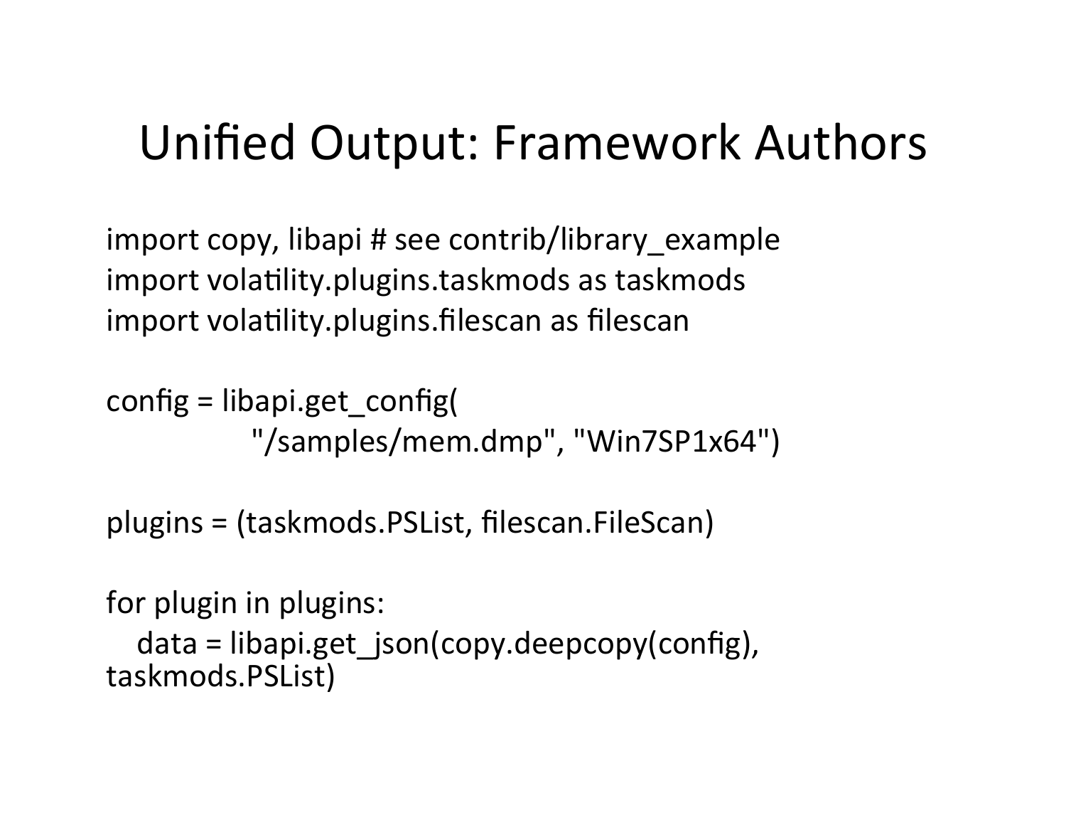# Unified Output: Framework Authors

```
import copy, libapi # see contrib/library_example
import volatility.plugins.taskmods as taskmods
import volatility.plugins.filescan as filescan

config = libapi.get_config(
            "/samples/mem.dmp", "Win7SP1x64")

plugins = (taskmods.PSList, filescan.FileScan)

for plugin in plugins:
   data = libapi.get_json(copy.deepcopy(config),
taskmods.PSList)
```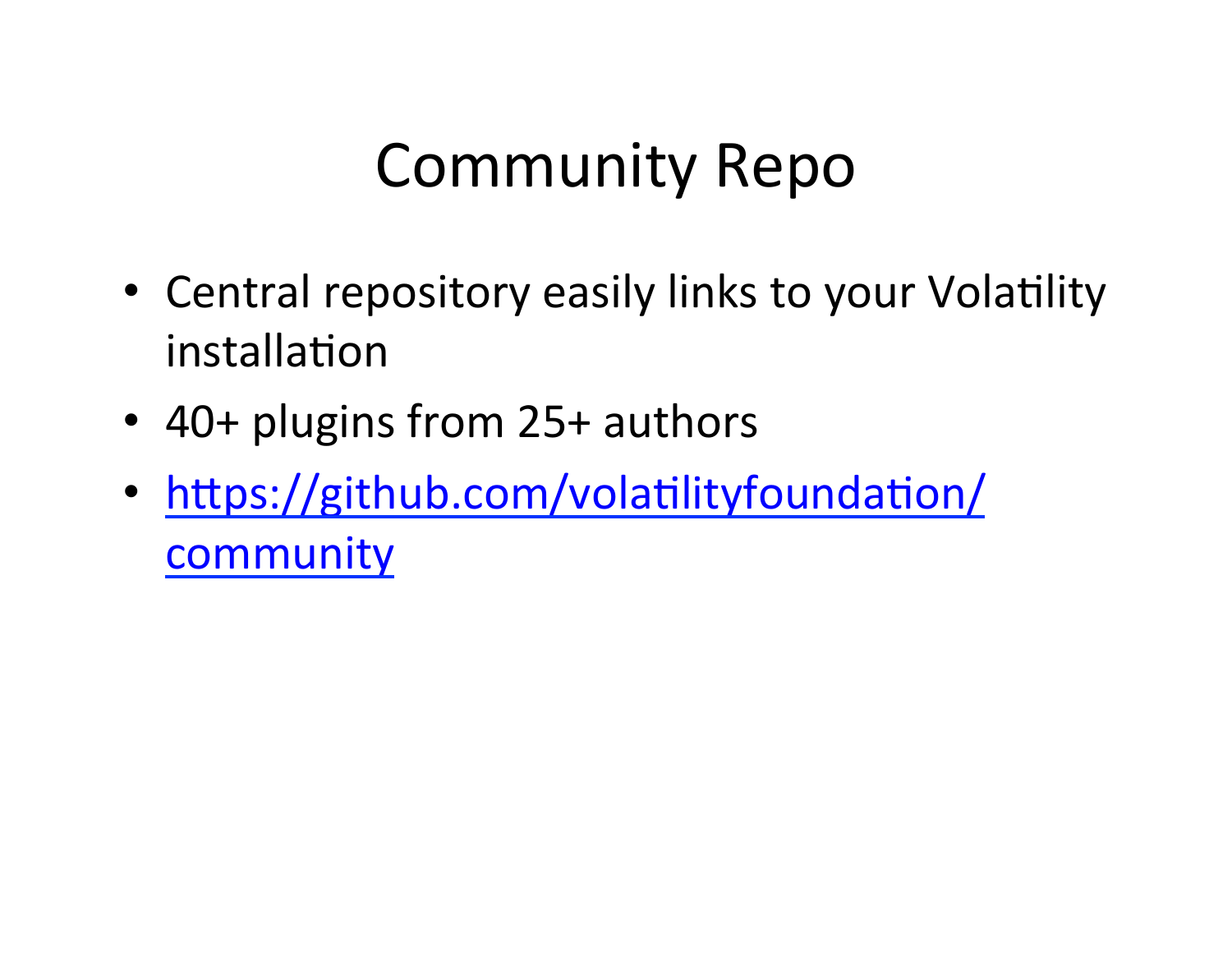# Community Repo

- Central repository easily links to your Volatility installation
- 40+ plugins from 25+ authors
- https://github.com/volatilityfoundation/community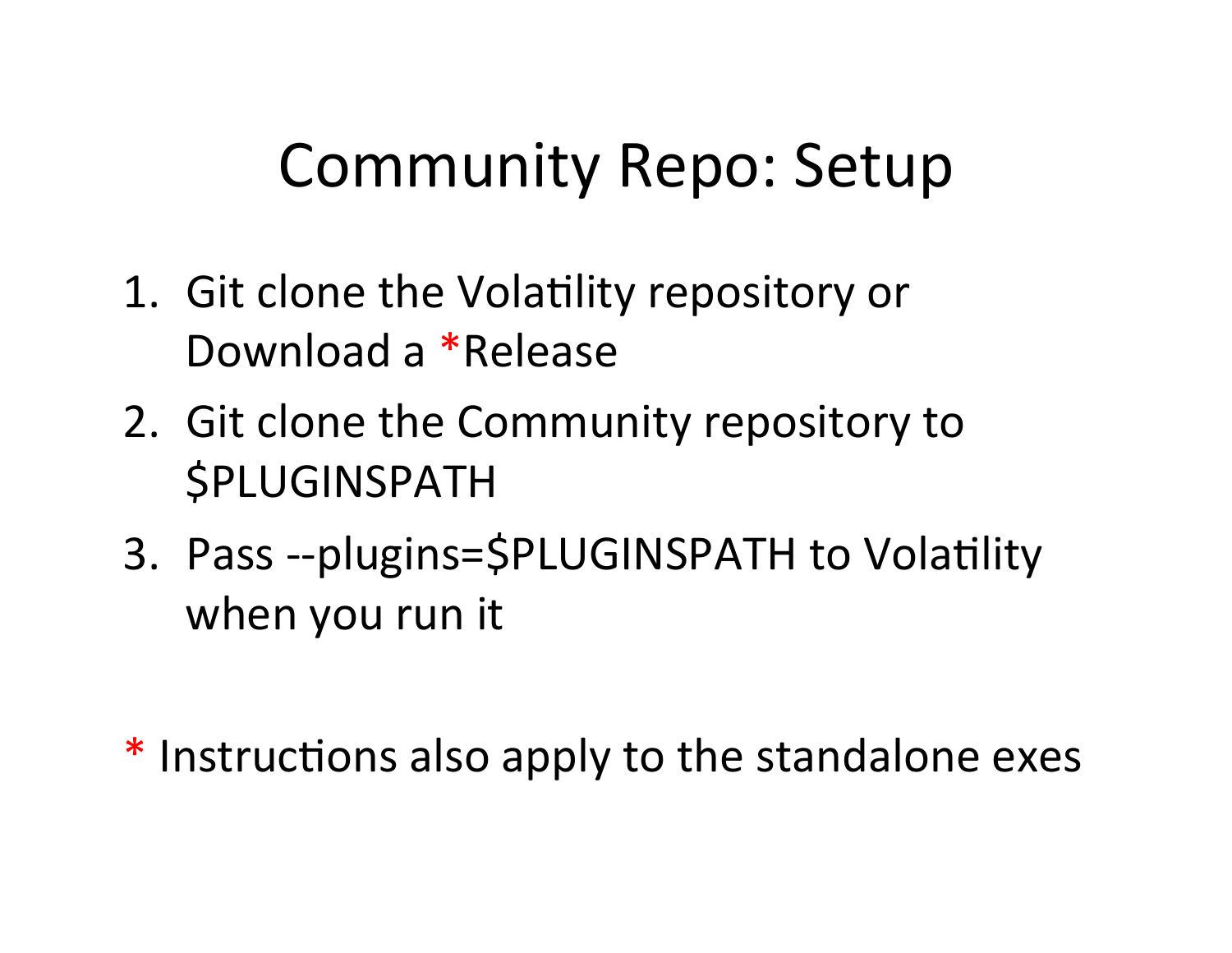# Community Repo: Setup

1. Git clone the Volatility repository or Download a *Release
2. Git clone the Community repository to $PLUGINSPATH
3. Pass --plugins=$PLUGINSPATH to Volatility when you run it

* Instructions also apply to the standalone exes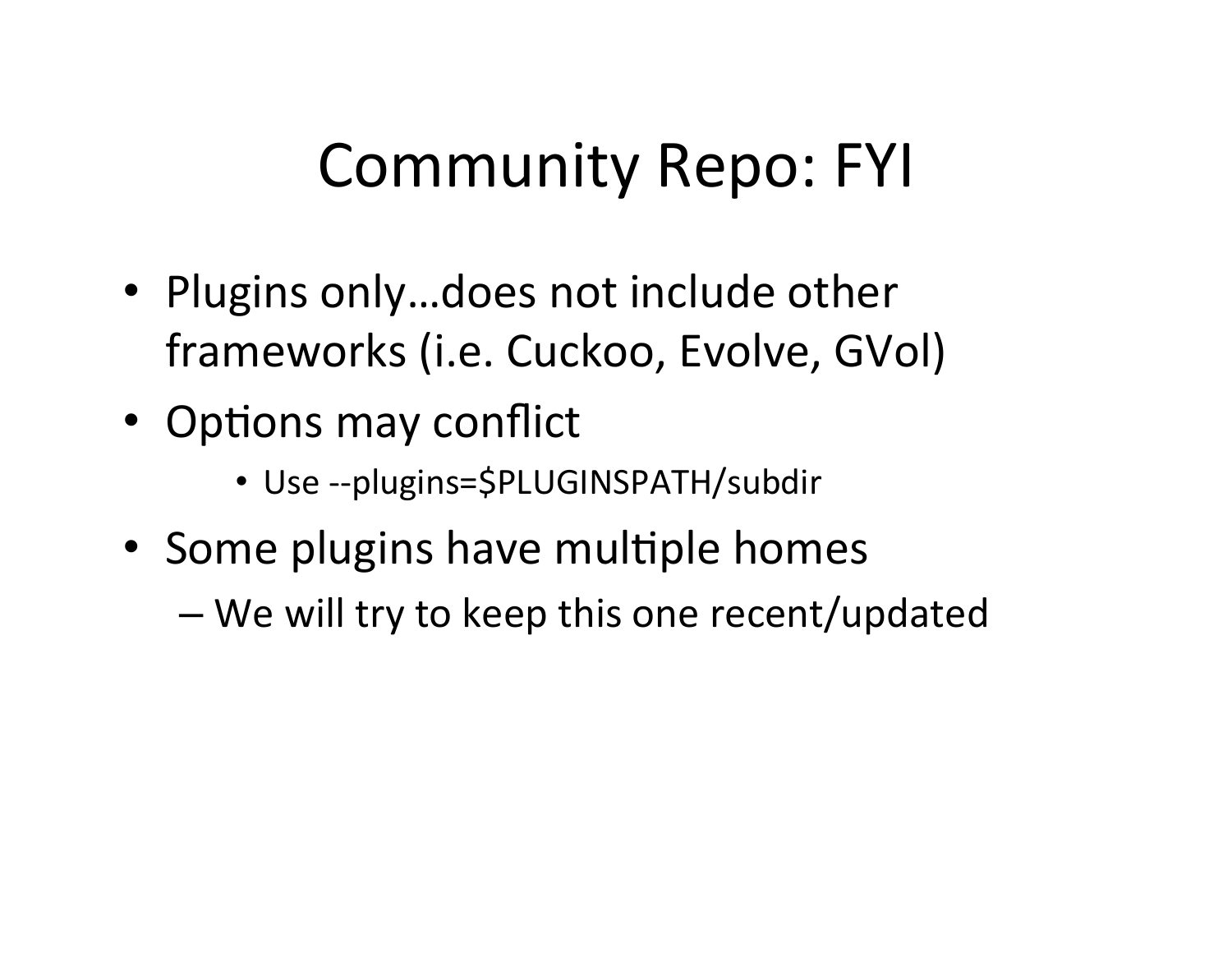# Community Repo: FYI

- Plugins only…does not include other frameworks (i.e. Cuckoo, Evolve, GVol)
- Options may conflict
    - Use --plugins=$PLUGINSPATH/subdir
- Some plugins have multiple homes
    - We will try to keep this one recent/updated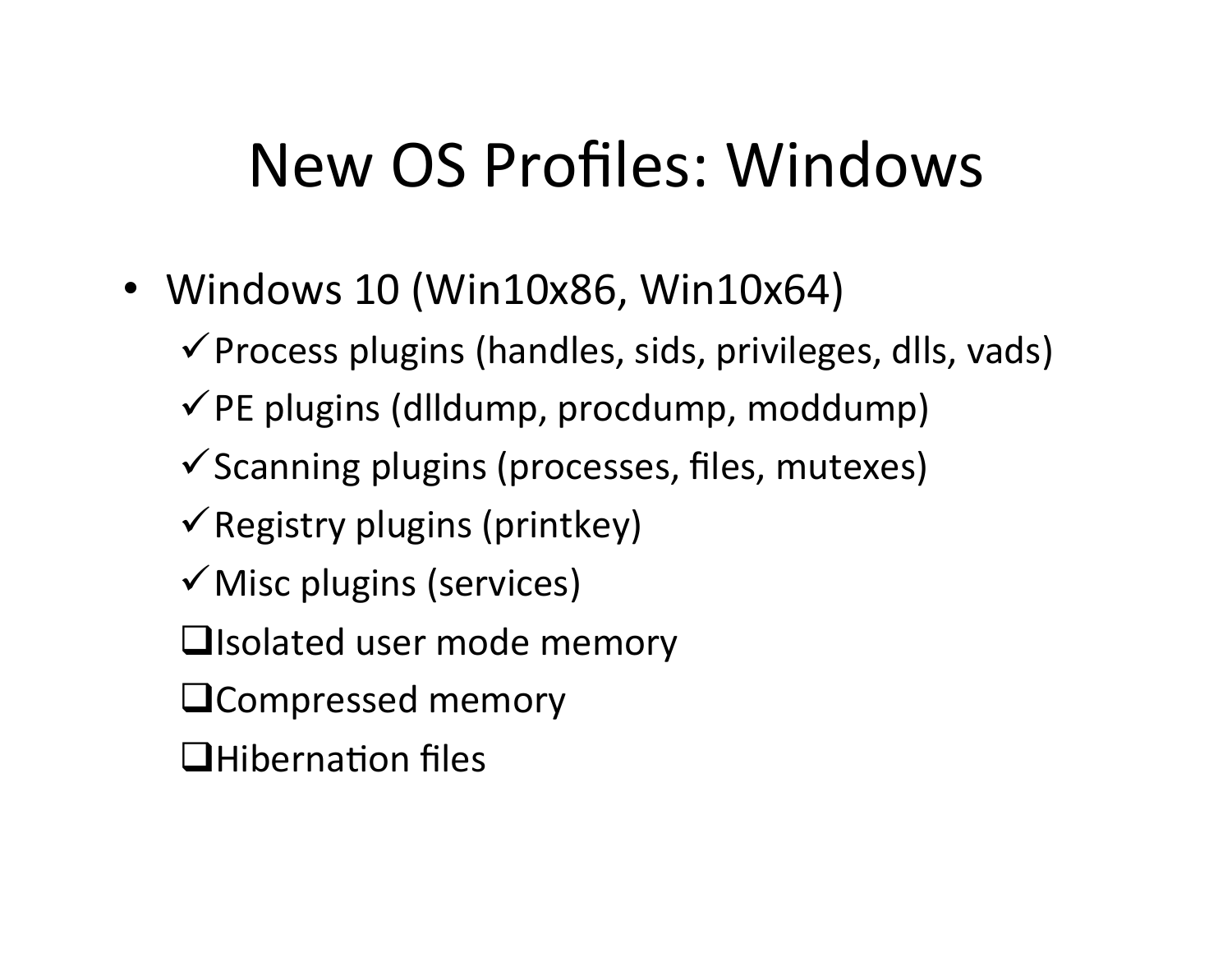# New OS Profiles: Windows

- Windows 10 (Win10x86, Win10x64)
  - ✓ Process plugins (handles, sids, privileges, dlls, vads)
  - ✓ PE plugins (dlldump, procdump, moddump)
  - ✓ Scanning plugins (processes, files, mutexes)
  - ✓ Registry plugins (printkey)
  - ✓ Misc plugins (services)
  - ❑ Isolated user mode memory
  - ❑ Compressed memory
  - ❑ Hibernation files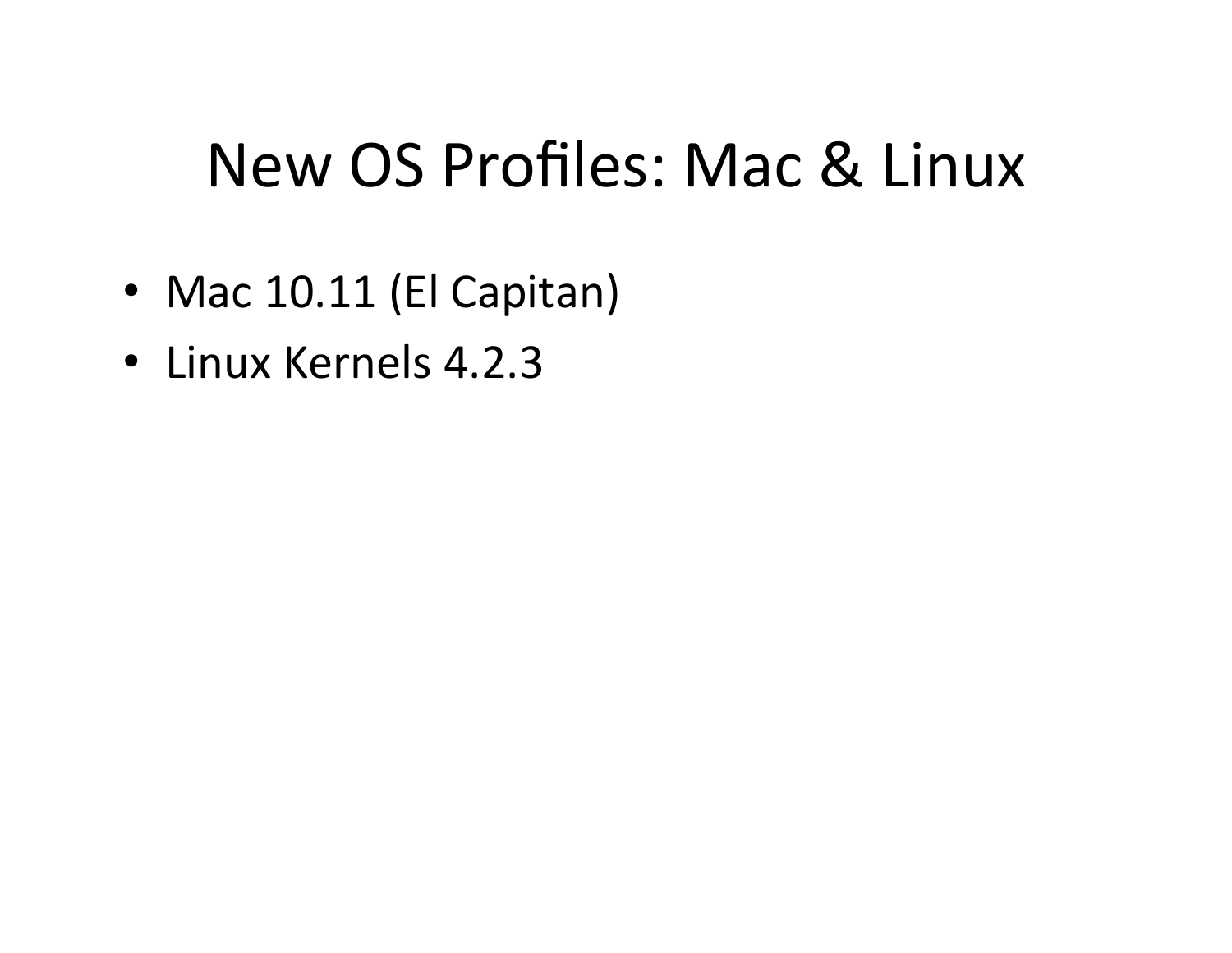# New OS Profiles: Mac & Linux

- Mac 10.11 (El Capitan)
- Linux Kernels 4.2.3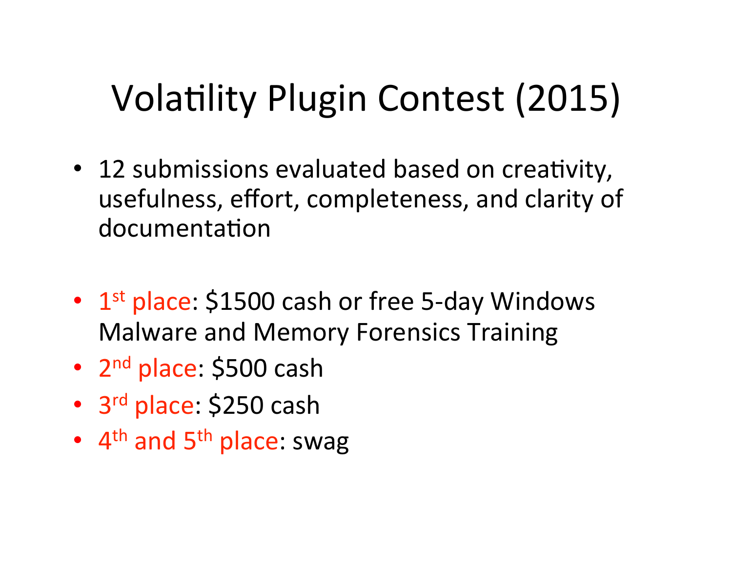# Volatility Plugin Contest (2015)

- 12 submissions evaluated based on creativity, usefulness, effort, completeness, and clarity of documentation

- 1st place: $1500 cash or free 5-day Windows Malware and Memory Forensics Training
- 2nd place: $500 cash
- 3rd place: $250 cash
- 4th and 5th place: swag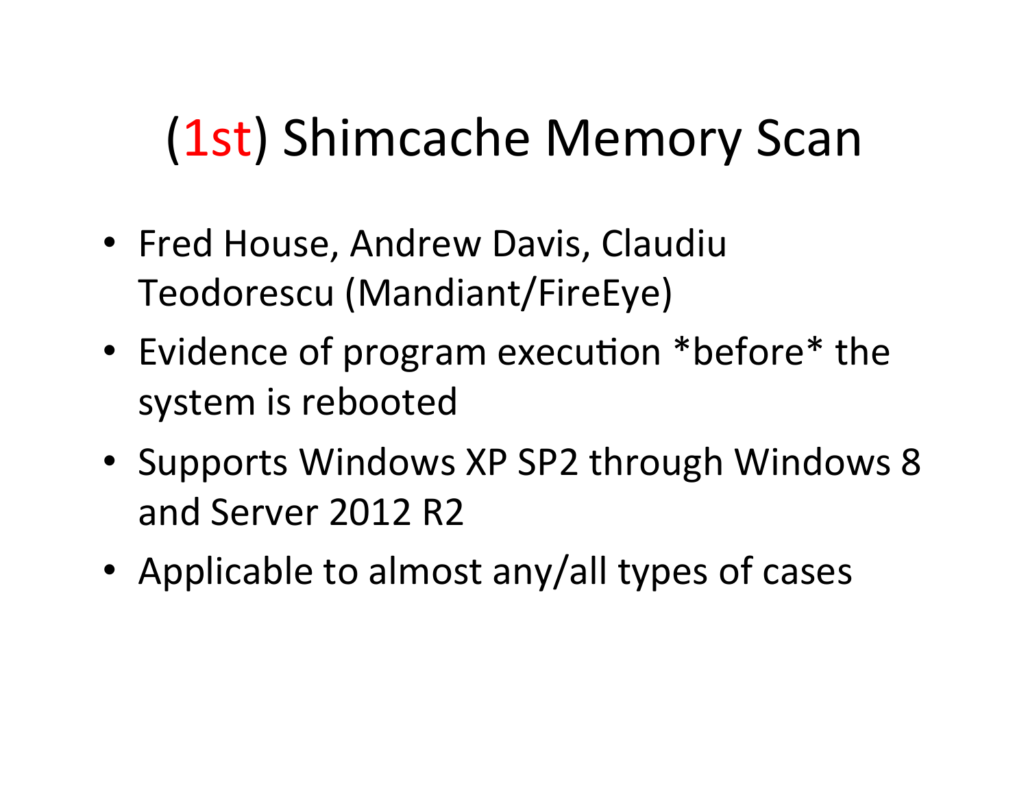# (1st) Shimcache Memory Scan

- Fred House, Andrew Davis, Claudiu Teodorescu (Mandiant/FireEye)
- Evidence of program execution *before* the system is rebooted
- Supports Windows XP SP2 through Windows 8 and Server 2012 R2
- Applicable to almost any/all types of cases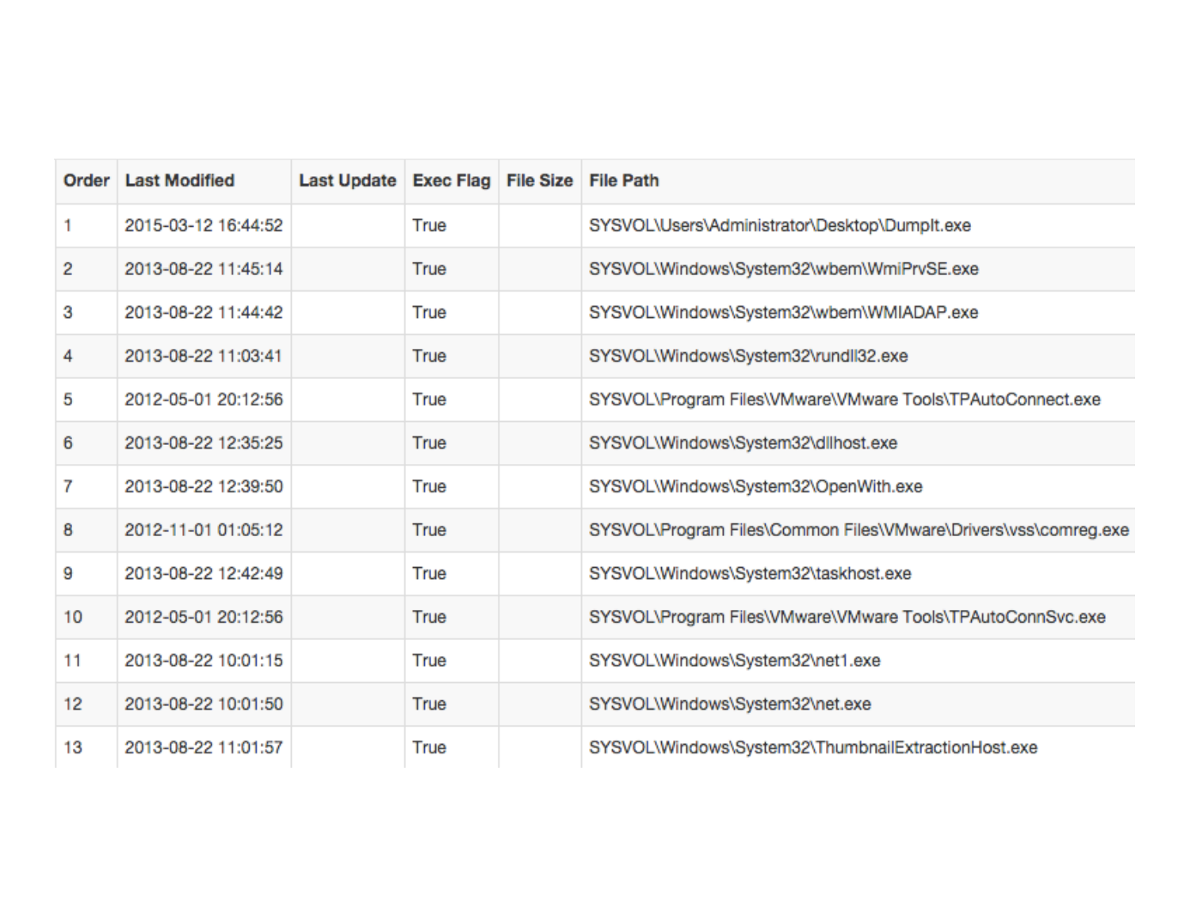| Order | Last Modified | Last Update | Exec Flag | File Size | File Path |
| --- | --- | --- | --- | --- | --- |
| 1 | 2015-03-12 16:44:52 | | True | | SYSVOL\Users\Administrator\Desktop\DumpIt.exe |
| 2 | 2013-08-22 11:45:14 | | True | | SYSVOL\Windows\System32\wbem\WmiPrvSE.exe |
| 3 | 2013-08-22 11:44:42 | | True | | SYSVOL\Windows\System32\wbem\WMIADAP.exe |
| 4 | 2013-08-22 11:03:41 | | True | | SYSVOL\Windows\System32\rundll32.exe |
| 5 | 2012-05-01 20:12:56 | | True | | SYSVOL\Program Files\VMware\VMware Tools\TPAutoConnect.exe |
| 6 | 2013-08-22 12:35:25 | | True | | SYSVOL\Windows\System32\dllhost.exe |
| 7 | 2013-08-22 12:39:50 | | True | | SYSVOL\Windows\System32\OpenWith.exe |
| 8 | 2012-11-01 01:05:12 | | True | | SYSVOL\Program Files\Common Files\VMware\Drivers\vss\comreg.exe |
| 9 | 2013-08-22 12:42:49 | | True | | SYSVOL\Windows\System32\taskhost.exe |
| 10 | 2012-05-01 20:12:56 | | True | | SYSVOL\Program Files\VMware\VMware Tools\TPAutoConnSvc.exe |
| 11 | 2013-08-22 10:01:15 | | True | | SYSVOL\Windows\System32\net1.exe |
| 12 | 2013-08-22 10:01:50 | | True | | SYSVOL\Windows\System32\net.exe |
| 13 | 2013-08-22 11:01:57 | | True | | SYSVOL\Windows\System32\ThumbnailExtractionHost.exe |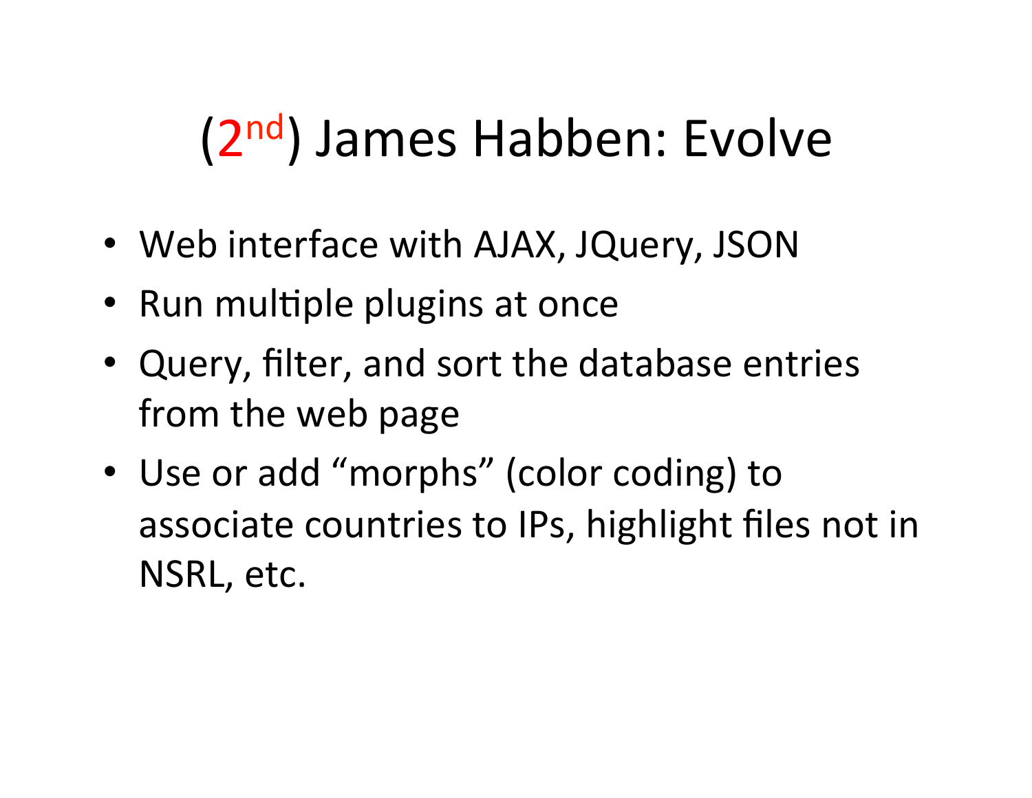# (2nd) James Habben: Evolve

- Web interface with AJAX, JQuery, JSON
- Run multiple plugins at once
- Query, filter, and sort the database entries from the web page
- Use or add “morphs” (color coding) to associate countries to IPs, highlight files not in NSRL, etc.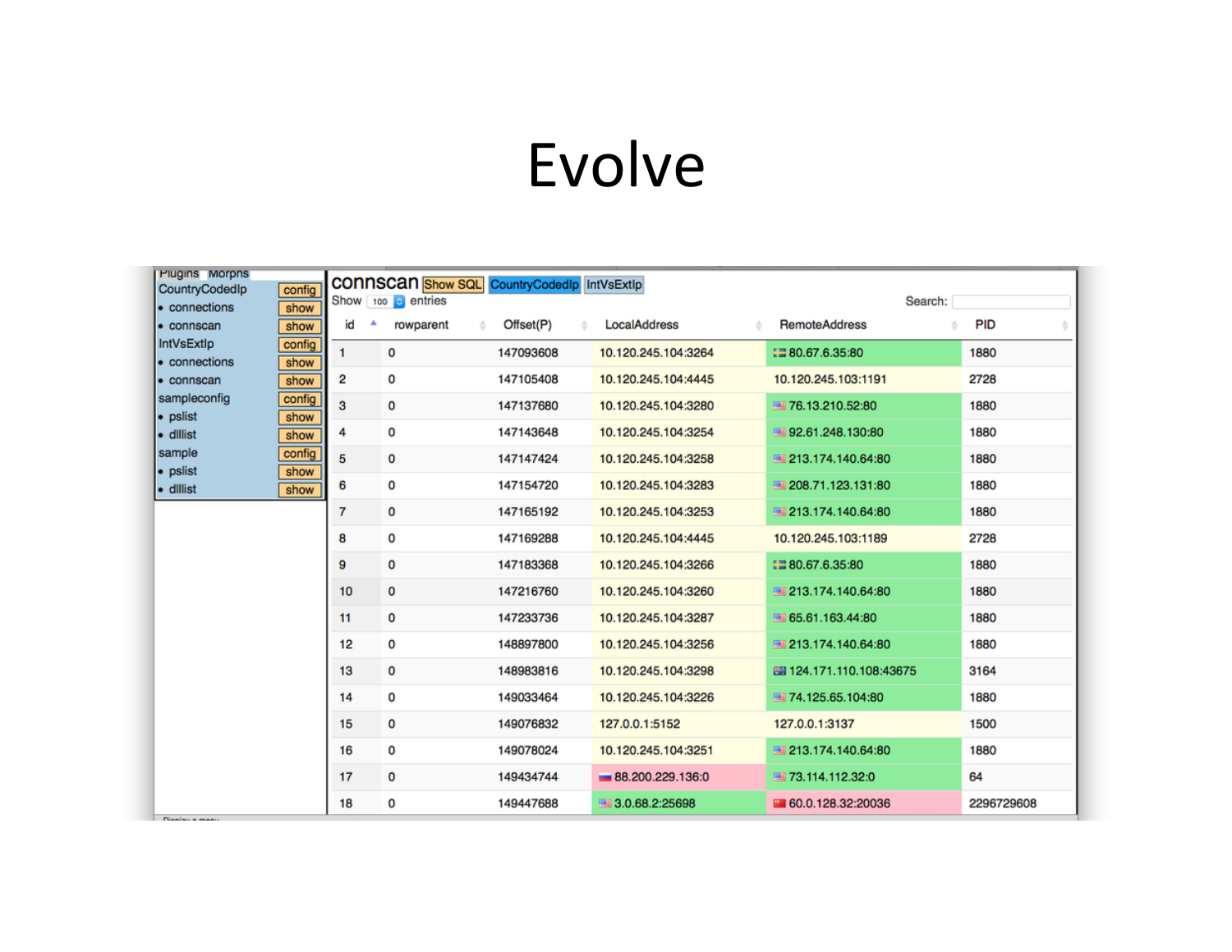# Evolve

| Plugins | Morphs |
|---|---|
| CountryCodedIp | config |
| • connections | show |
| • connscan | show |
| IntVsExtIp | config |
| • connections | show |
| • connscan | show |
| sampleconfig | config |
| • pslist | show |
| • dlllist | show |
| sample | config |
| • pslist | show |
| • dlllist | show |

connscan Show SQL CountryCodedIp IntVsExtIp

Show 100 entries

Search:

| id | rowparent | Offset(P) | LocalAddress | RemoteAddress | PID |
|---|---|---|---|---|---|
| 1 | 0 | 147093608 | 10.120.245.104:3264 | 80.67.6.35:80 | 1880 |
| 2 | 0 | 147105408 | 10.120.245.104:4445 | 10.120.245.103:1191 | 2728 |
| 3 | 0 | 147137680 | 10.120.245.104:3280 | 76.13.210.52:80 | 1880 |
| 4 | 0 | 147143648 | 10.120.245.104:3254 | 92.61.248.130:80 | 1880 |
| 5 | 0 | 147147424 | 10.120.245.104:3258 | 213.174.140.64:80 | 1880 |
| 6 | 0 | 147154720 | 10.120.245.104:3283 | 208.71.123.131:80 | 1880 |
| 7 | 0 | 147165192 | 10.120.245.104:3253 | 213.174.140.64:80 | 1880 |
| 8 | 0 | 147169288 | 10.120.245.104:4445 | 10.120.245.103:1189 | 2728 |
| 9 | 0 | 147183368 | 10.120.245.104:3266 | 80.67.6.35:80 | 1880 |
| 10 | 0 | 147216760 | 10.120.245.104:3260 | 213.174.140.64:80 | 1880 |
| 11 | 0 | 147233736 | 10.120.245.104:3287 | 65.61.163.44:80 | 1880 |
| 12 | 0 | 148897800 | 10.120.245.104:3256 | 213.174.140.64:80 | 1880 |
| 13 | 0 | 148983816 | 10.120.245.104:3298 | 124.171.110.108:43675 | 3164 |
| 14 | 0 | 149033464 | 10.120.245.104:3226 | 74.125.65.104:80 | 1880 |
| 15 | 0 | 149076832 | 127.0.0.1:5152 | 127.0.0.1:3137 | 1500 |
| 16 | 0 | 149078024 | 10.120.245.104:3251 | 213.174.140.64:80 | 1880 |
| 17 | 0 | 149434744 | 88.200.229.136:0 | 73.114.112.32:0 | 64 |
| 18 | 0 | 149447688 | 3.0.68.2:25698 | 60.0.128.32:20036 | 2296729608 |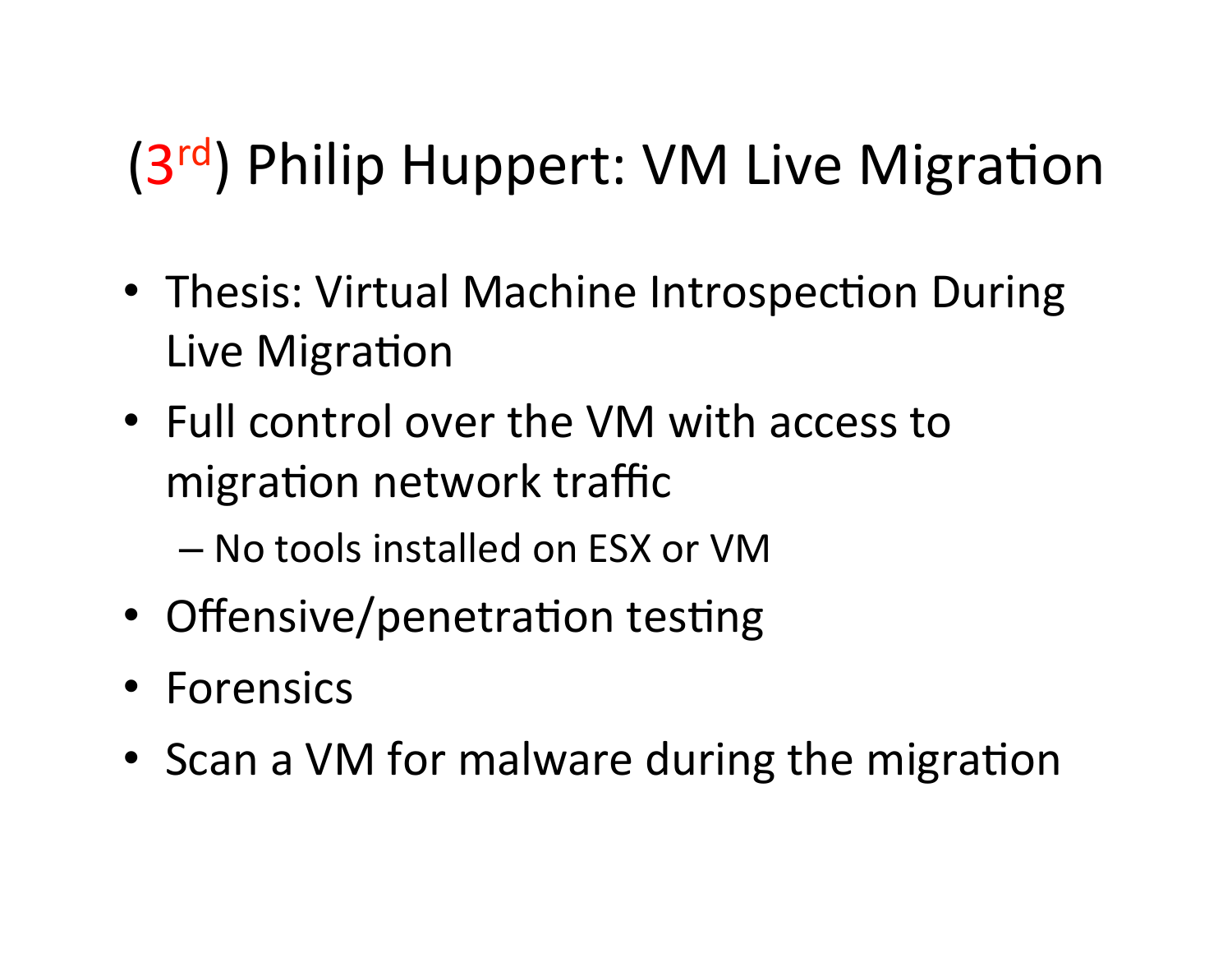# (3rd) Philip Huppert: VM Live Migration

- Thesis: Virtual Machine Introspection During Live Migration
- Full control over the VM with access to migration network traffic
  - No tools installed on ESX or VM
- Offensive/penetration testing
- Forensics
- Scan a VM for malware during the migration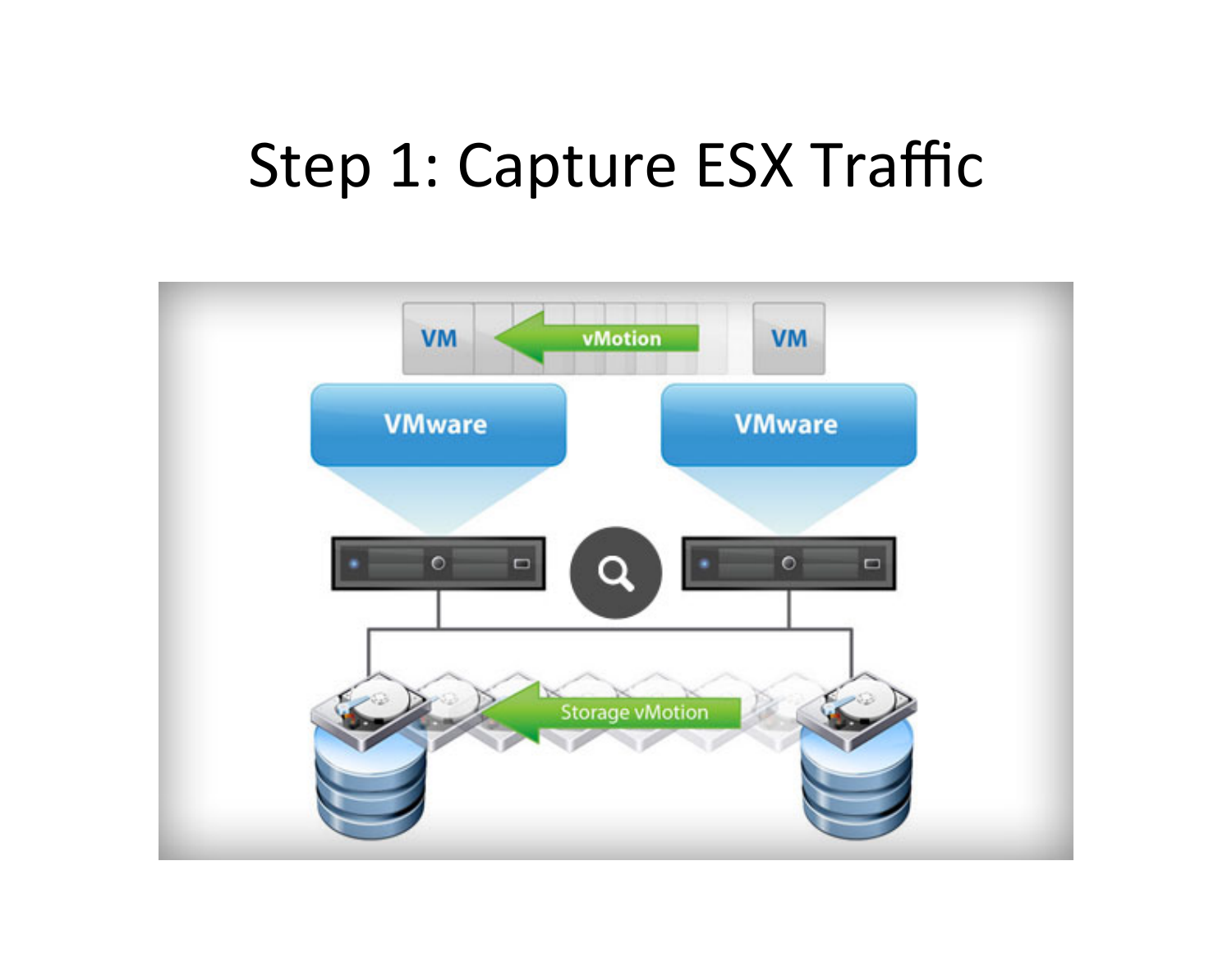# Step 1: Capture ESX Traffic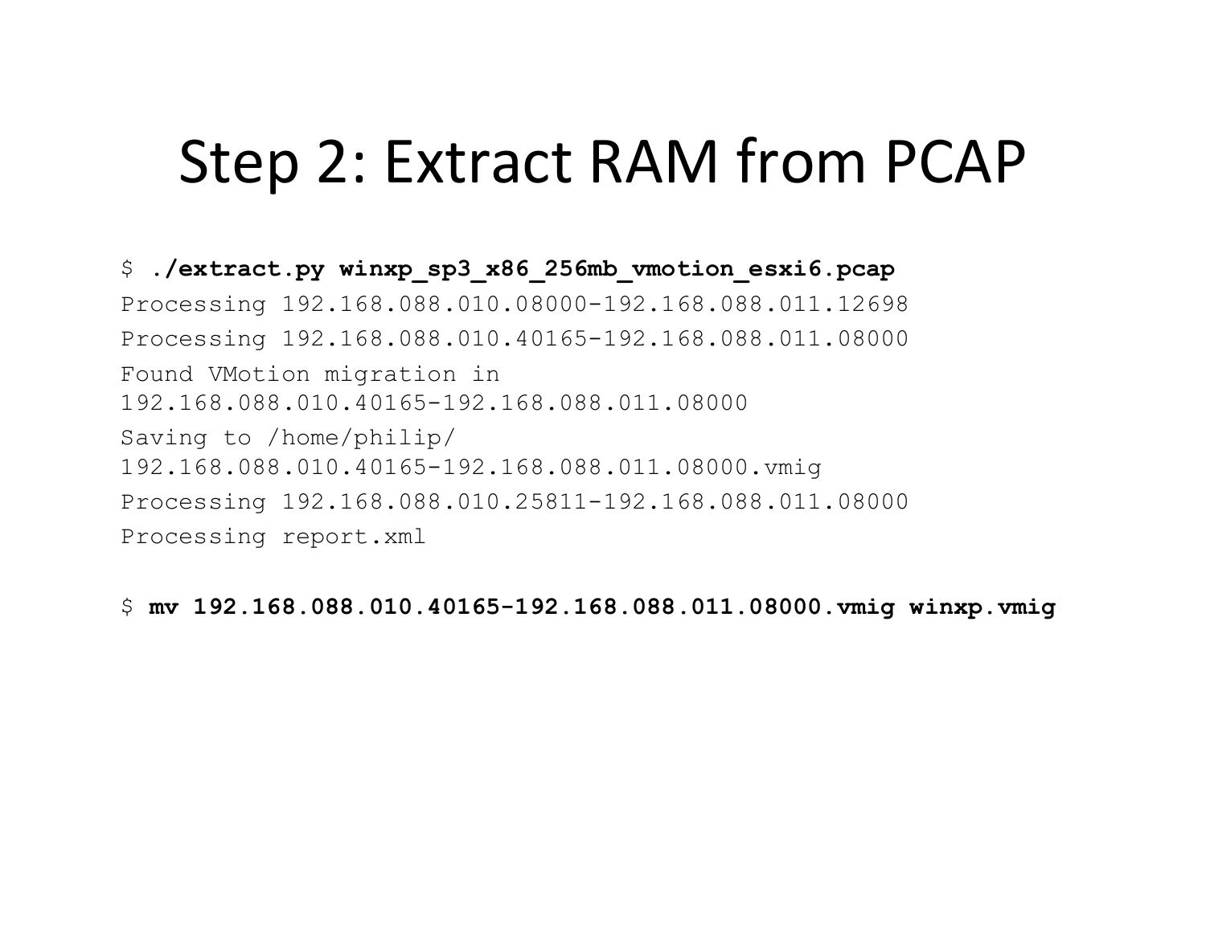# Step 2: Extract RAM from PCAP

```
$ ./extract.py winxp_sp3_x86_256mb_vmotion_esxi6.pcap
Processing 192.168.088.010.08000-192.168.088.011.12698
Processing 192.168.088.010.40165-192.168.088.011.08000
Found VMotion migration in
192.168.088.010.40165-192.168.088.011.08000
Saving to /home/philip/
192.168.088.010.40165-192.168.088.011.08000.vmig
Processing 192.168.088.010.25811-192.168.088.011.08000
Processing report.xml

$ mv 192.168.088.010.40165-192.168.088.011.08000.vmig winxp.vmig
```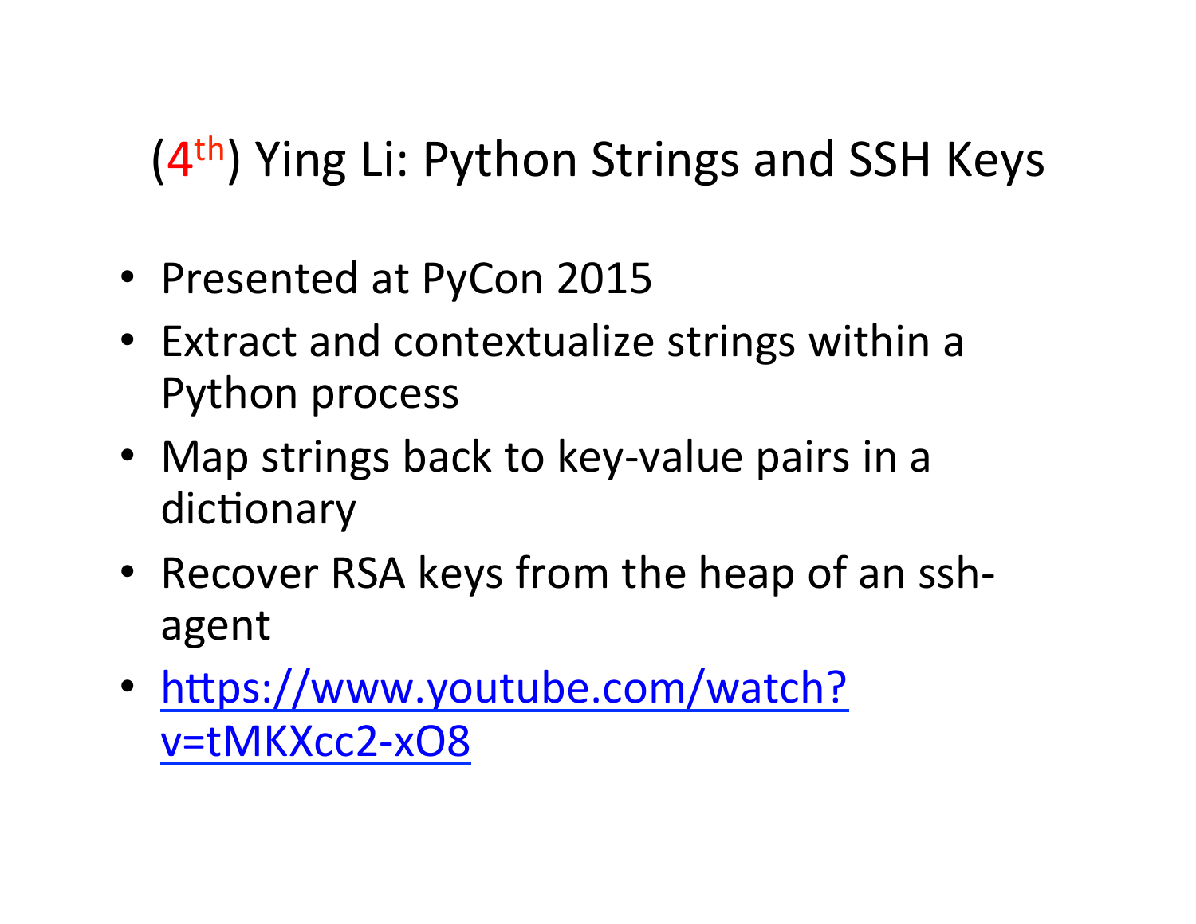# (4th) Ying Li: Python Strings and SSH Keys

- Presented at PyCon 2015
- Extract and contextualize strings within a Python process
- Map strings back to key-value pairs in a dictionary
- Recover RSA keys from the heap of an ssh-agent
- [https://www.youtube.com/watch?v=tMKXcc2-xO8](https://www.youtube.com/watch?v=tMKXcc2-xO8)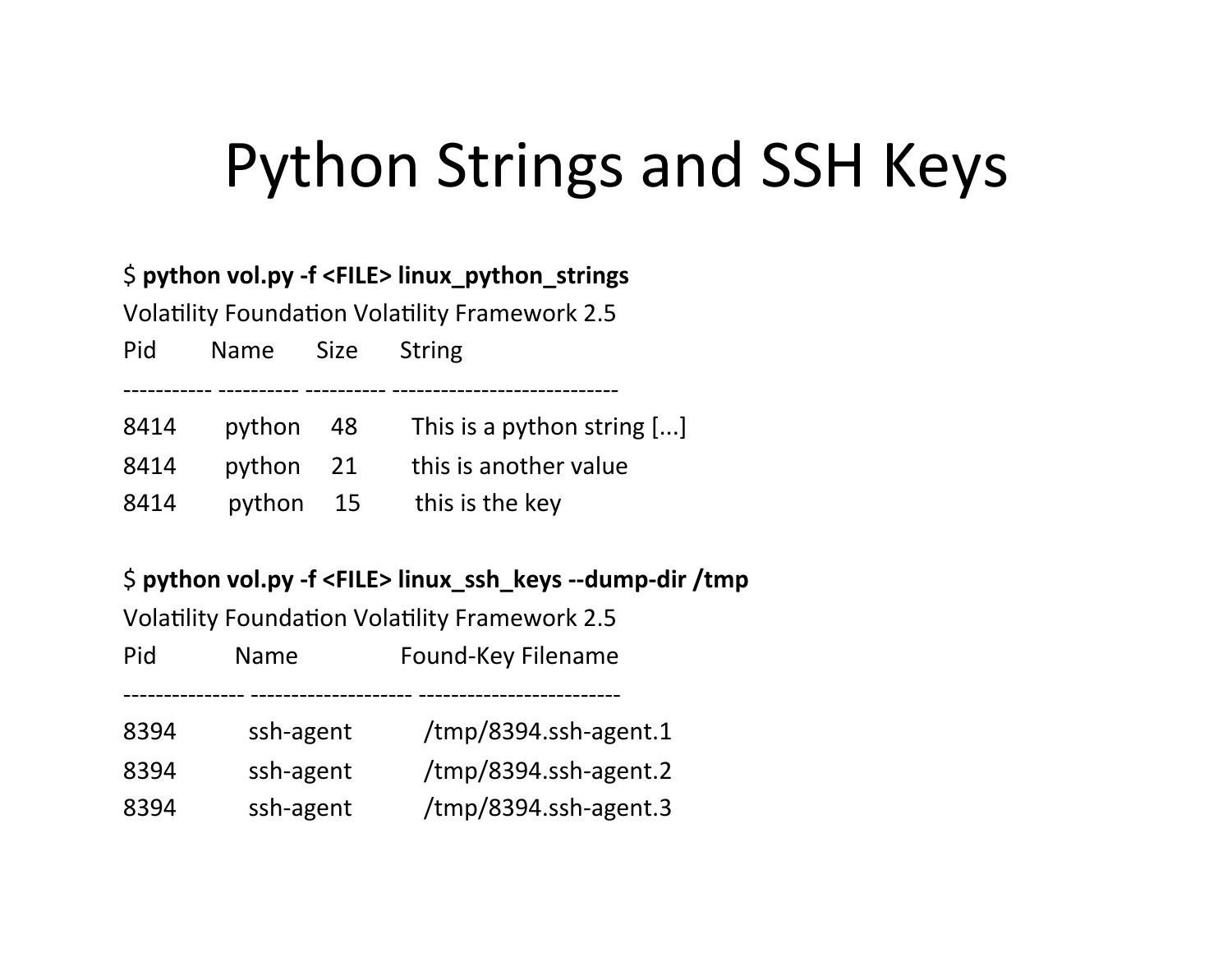# Python Strings and SSH Keys

```
$ python vol.py -f <FILE> linux_python_strings
Volatility Foundation Volatility Framework 2.5
Pid         Name       Size       String
----------- ---------- ---------- ----------------------------
8414        python     48         This is a python string [...]
8414        python     21         this is another value
8414        python     15         this is the key
```

```
$ python vol.py -f <FILE> linux_ssh_keys --dump-dir /tmp
Volatility Foundation Volatility Framework 2.5
Pid             Name                 Found-Key Filename
--------------- -------------------- -------------------------
8394            ssh-agent            /tmp/8394.ssh-agent.1
8394            ssh-agent            /tmp/8394.ssh-agent.2
8394            ssh-agent            /tmp/8394.ssh-agent.3
```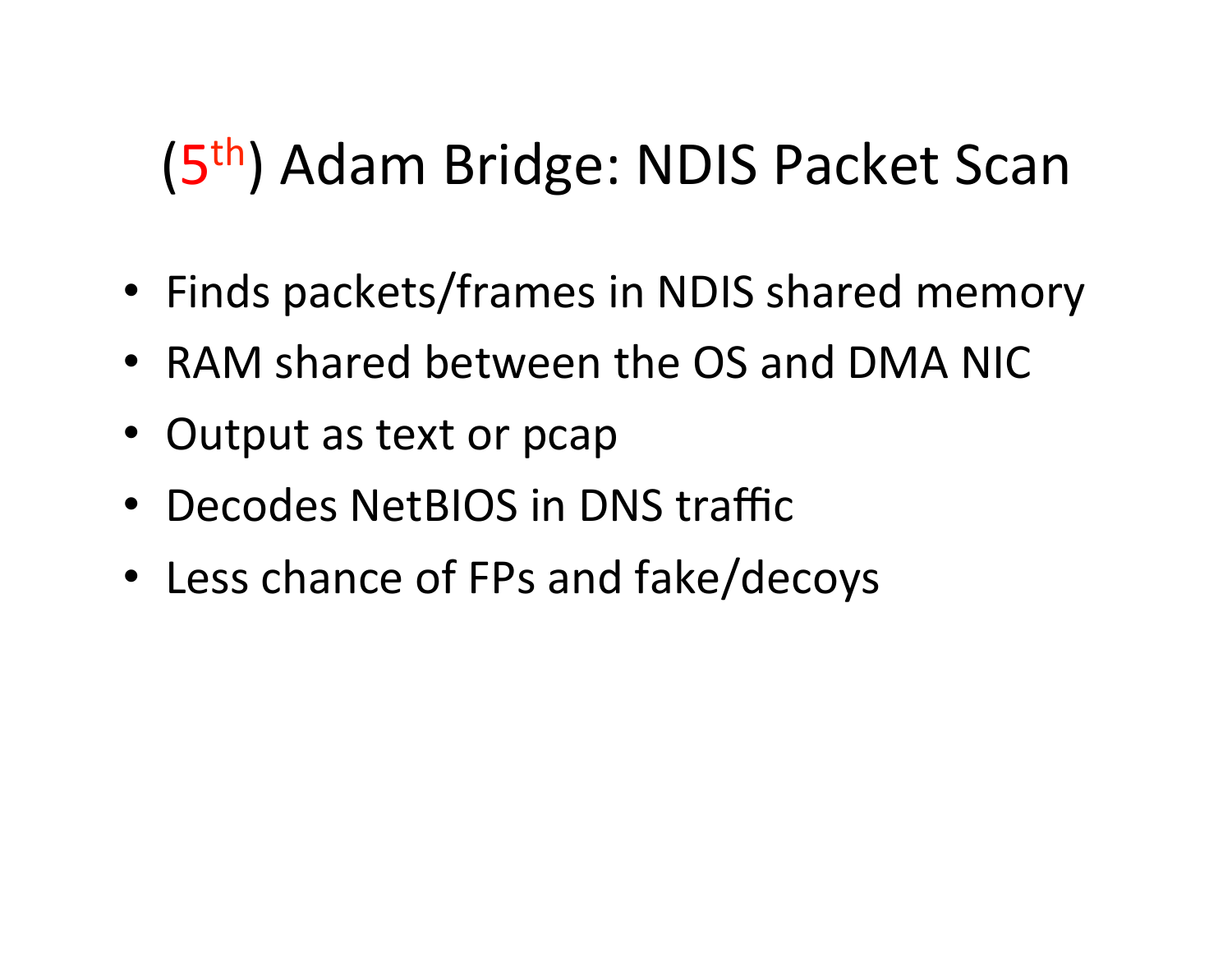# (5th) Adam Bridge: NDIS Packet Scan

- Finds packets/frames in NDIS shared memory
- RAM shared between the OS and DMA NIC
- Output as text or pcap
- Decodes NetBIOS in DNS traffic
- Less chance of FPs and fake/decoys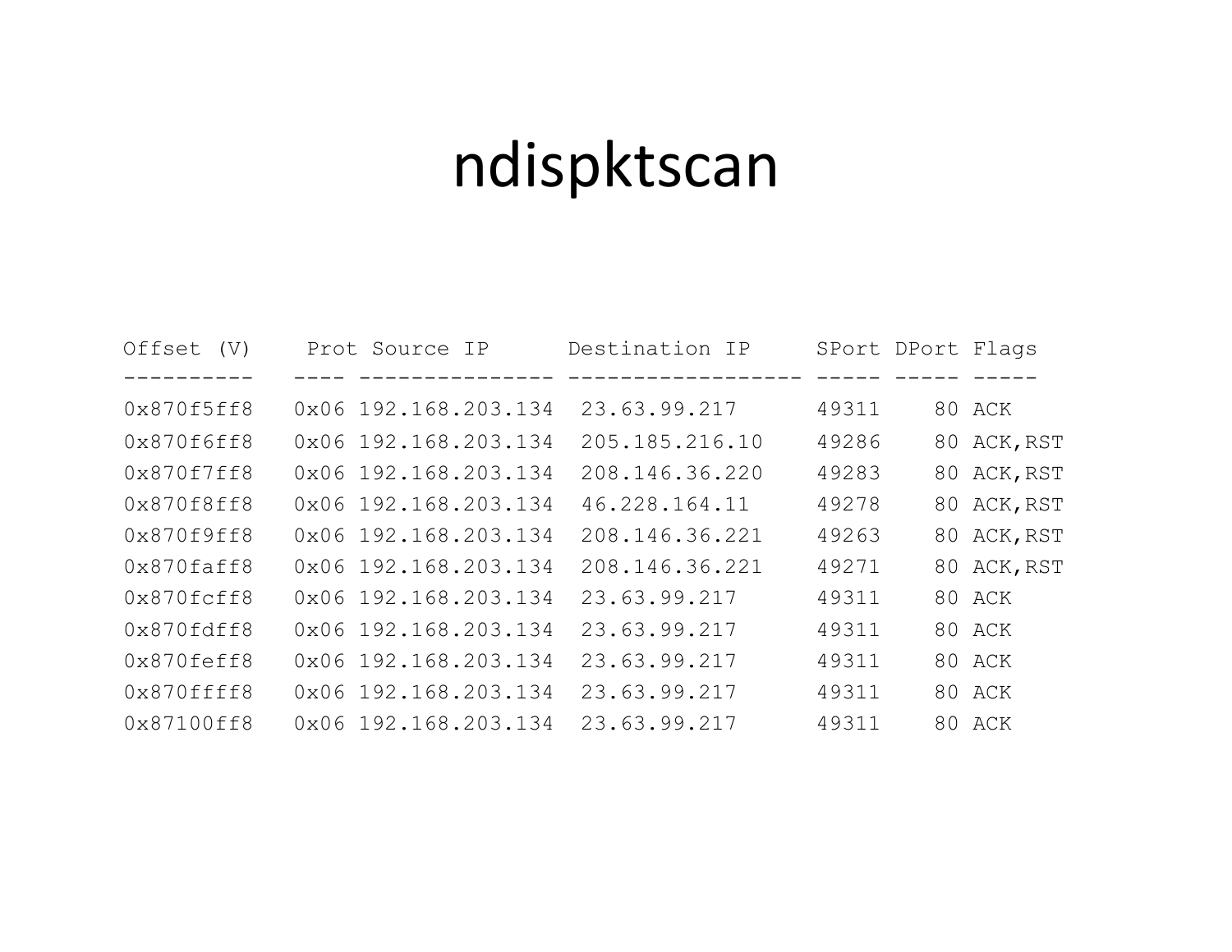# ndispktscan

```
Offset (V)    Prot Source IP       Destination IP     SPort DPort Flags
----------   ---- --------------- ------------------ ----- ----- -----
0x870f5ff8   0x06 192.168.203.134  23.63.99.217       49311    80 ACK
0x870f6ff8   0x06 192.168.203.134  205.185.216.10     49286    80 ACK,RST
0x870f7ff8   0x06 192.168.203.134  208.146.36.220     49283    80 ACK,RST
0x870f8ff8   0x06 192.168.203.134  46.228.164.11      49278    80 ACK,RST
0x870f9ff8   0x06 192.168.203.134  208.146.36.221     49263    80 ACK,RST
0x870faff8   0x06 192.168.203.134  208.146.36.221     49271    80 ACK,RST
0x870fcff8   0x06 192.168.203.134  23.63.99.217       49311    80 ACK
0x870fdff8   0x06 192.168.203.134  23.63.99.217       49311    80 ACK
0x870feff8   0x06 192.168.203.134  23.63.99.217       49311    80 ACK
0x870ffff8   0x06 192.168.203.134  23.63.99.217       49311    80 ACK
0x87100ff8   0x06 192.168.203.134  23.63.99.217       49311    80 ACK
```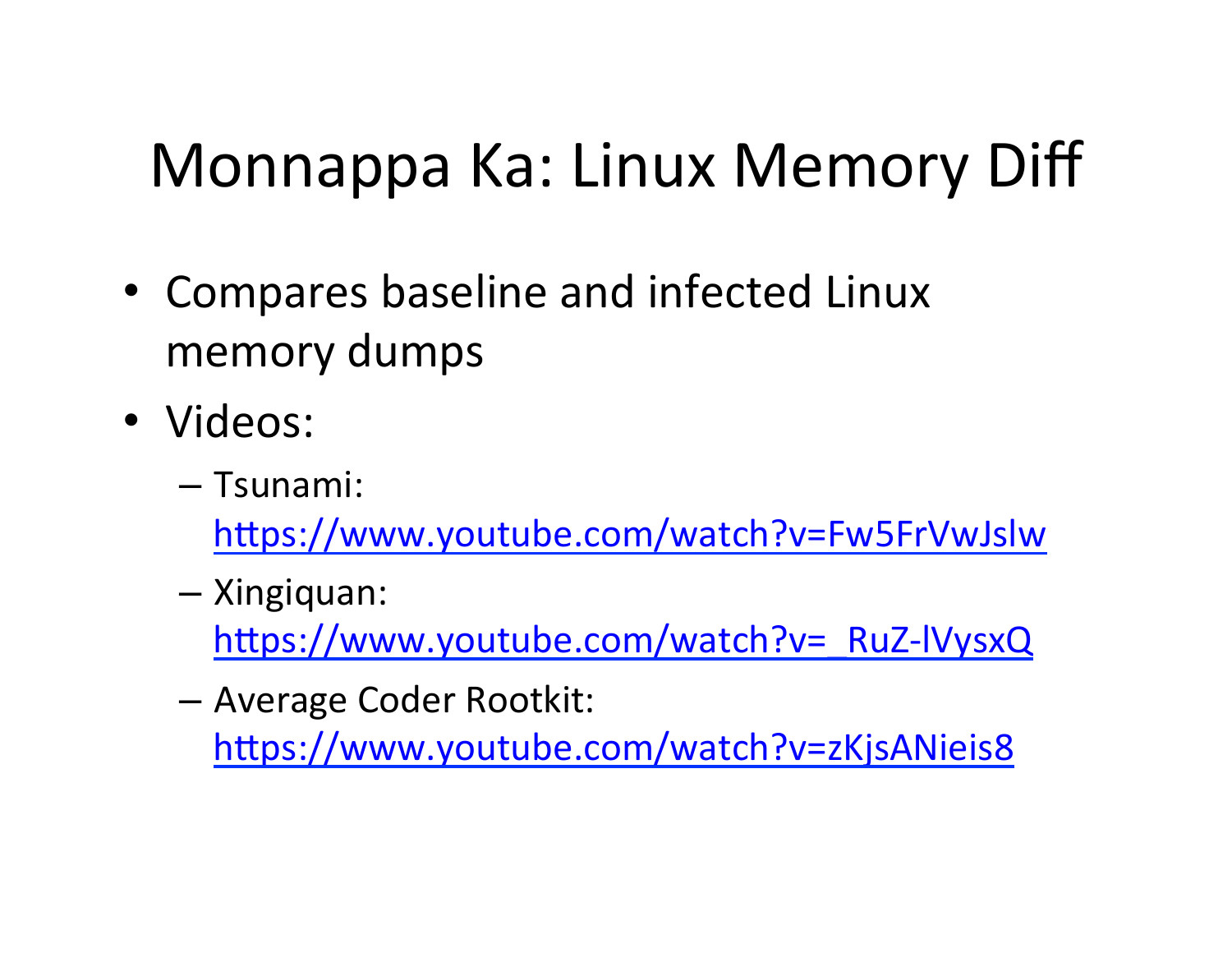# Monnappa Ka: Linux Memory Diff

- Compares baseline and infected Linux memory dumps
- Videos:
  - Tsunami: https://www.youtube.com/watch?v=Fw5FrVwJslw
  - Xingiquan: https://www.youtube.com/watch?v=_RuZ-lVysxQ
  - Average Coder Rootkit: https://www.youtube.com/watch?v=zKjsANieis8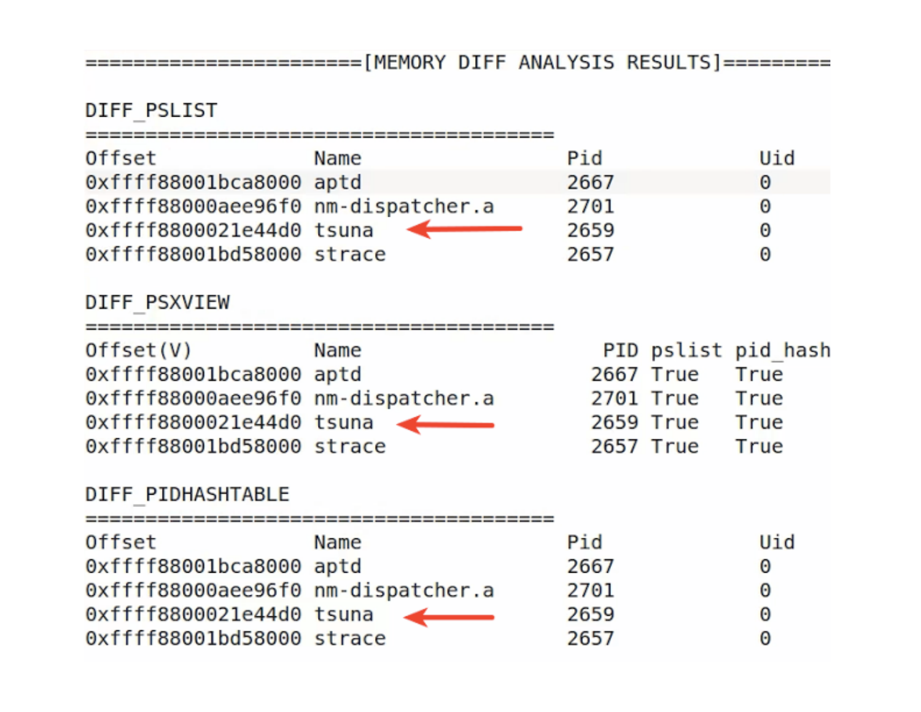```
======================[MEMORY DIFF ANALYSIS RESULTS]=========

DIFF_PSLIST
========================================
Offset             Name                 Pid           Uid
0xffff88001bca8000 aptd                 2667          0
0xffff88000aee96f0 nm-dispatcher.a      2701          0
0xffff8800021e44d0 tsuna                2659          0
0xffff88001bd58000 strace               2657          0

DIFF_PSXVIEW
========================================
Offset(V)          Name                   PID pslist pid_hash
0xffff88001bca8000 aptd                  2667 True   True
0xffff88000aee96f0 nm-dispatcher.a       2701 True   True
0xffff8800021e44d0 tsuna                 2659 True   True
0xffff88001bd58000 strace                2657 True   True

DIFF_PIDHASHTABLE
========================================
Offset             Name                 Pid           Uid
0xffff88001bca8000 aptd                 2667          0
0xffff88000aee96f0 nm-dispatcher.a      2701          0
0xffff8800021e44d0 tsuna                2659          0
0xffff88001bd58000 strace               2657          0
```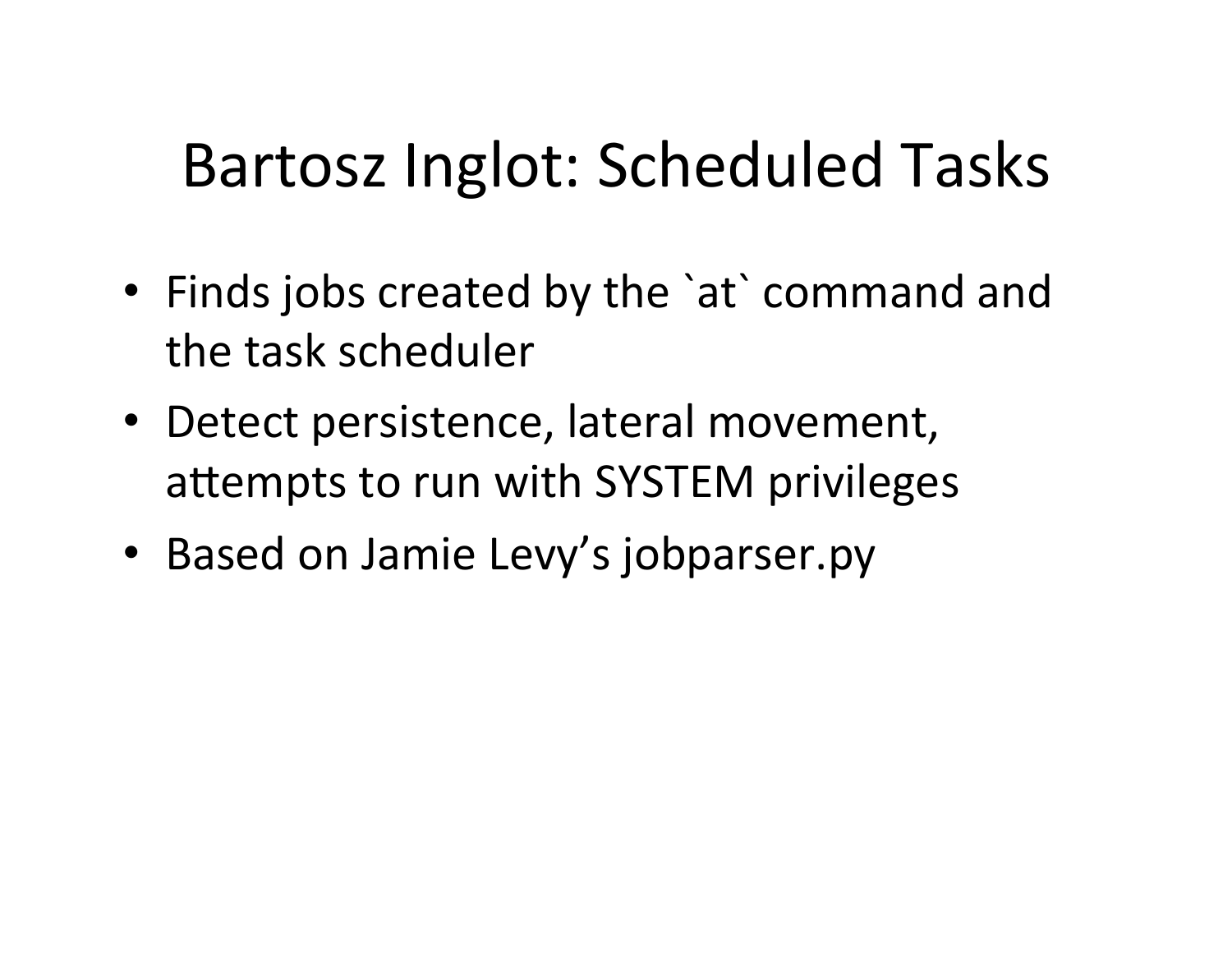# Bartosz Inglot: Scheduled Tasks

- Finds jobs created by the `at` command and the task scheduler
- Detect persistence, lateral movement, attempts to run with SYSTEM privileges
- Based on Jamie Levy's jobparser.py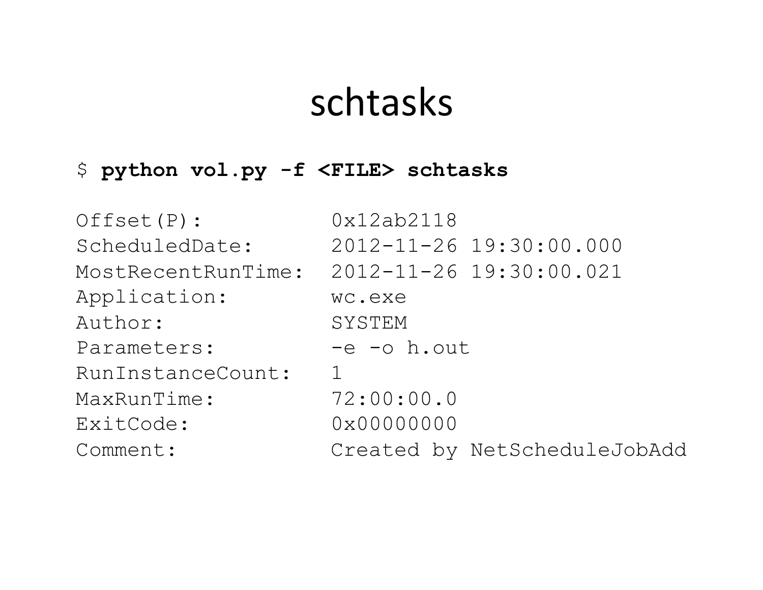# schtasks

```
$ python vol.py -f <FILE> schtasks

Offset(P):          0x12ab2118
ScheduledDate:      2012-11-26 19:30:00.000
MostRecentRunTime:  2012-11-26 19:30:00.021
Application:        wc.exe
Author:             SYSTEM
Parameters:         -e -o h.out
RunInstanceCount:   1
MaxRunTime:         72:00:00.0
ExitCode:           0x00000000
Comment:            Created by NetScheduleJobAdd
```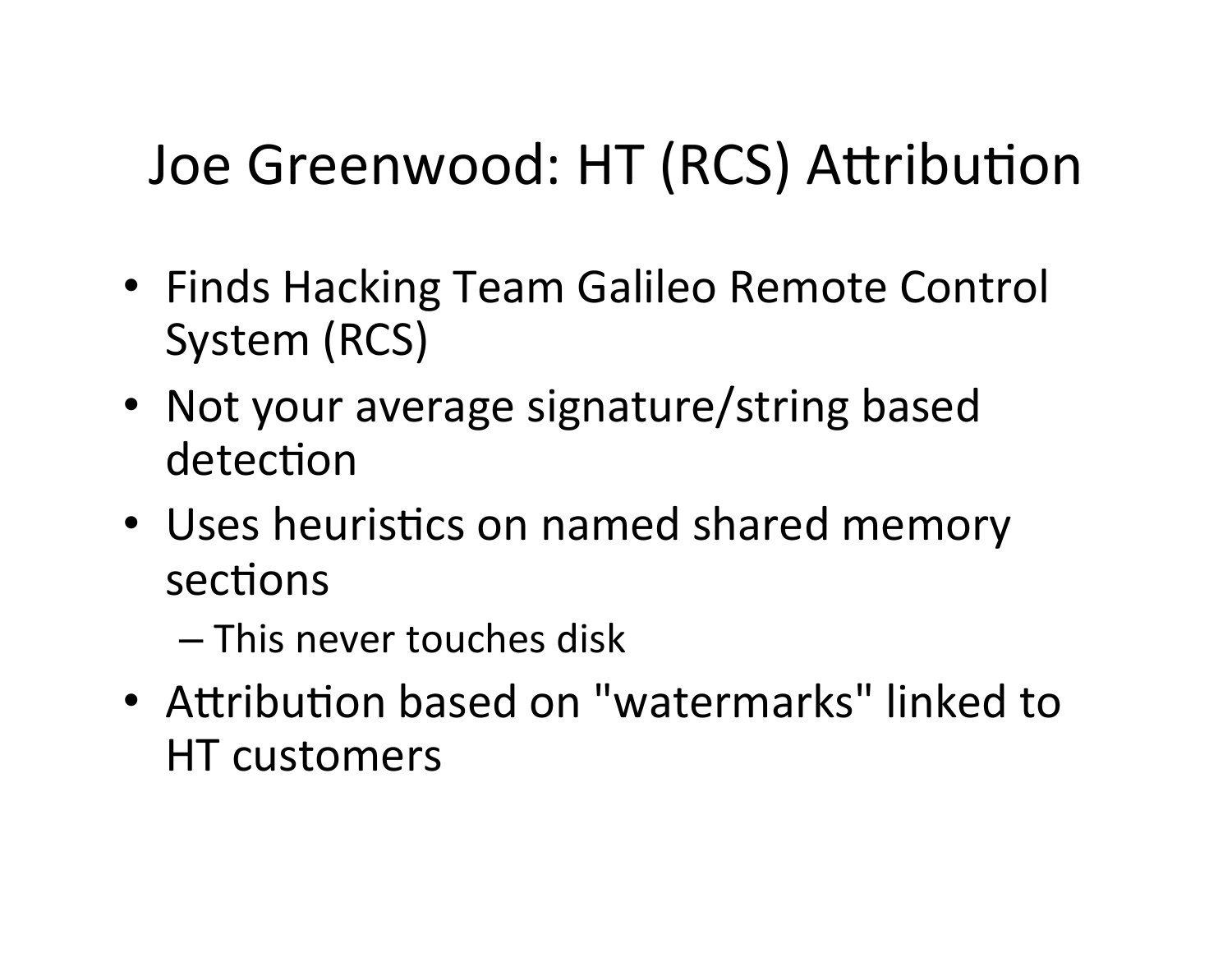# Joe Greenwood: HT (RCS) Attribution

- Finds Hacking Team Galileo Remote Control System (RCS)
- Not your average signature/string based detection
- Uses heuristics on named shared memory sections
  - This never touches disk
- Attribution based on "watermarks" linked to HT customers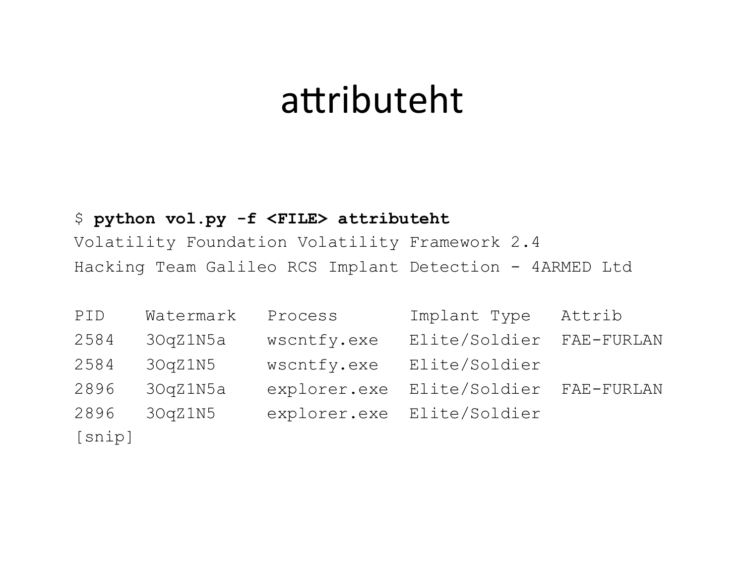# attributeht

```
$ python vol.py -f <FILE> attributeht
Volatility Foundation Volatility Framework 2.4
Hacking Team Galileo RCS Implant Detection - 4ARMED Ltd

PID    Watermark   Process       Implant Type   Attrib
2584   3OqZ1N5a    wscntfy.exe   Elite/Soldier  FAE-FURLAN
2584   3OqZ1N5     wscntfy.exe   Elite/Soldier
2896   3OqZ1N5a    explorer.exe  Elite/Soldier  FAE-FURLAN
2896   3OqZ1N5     explorer.exe  Elite/Soldier
[snip]
```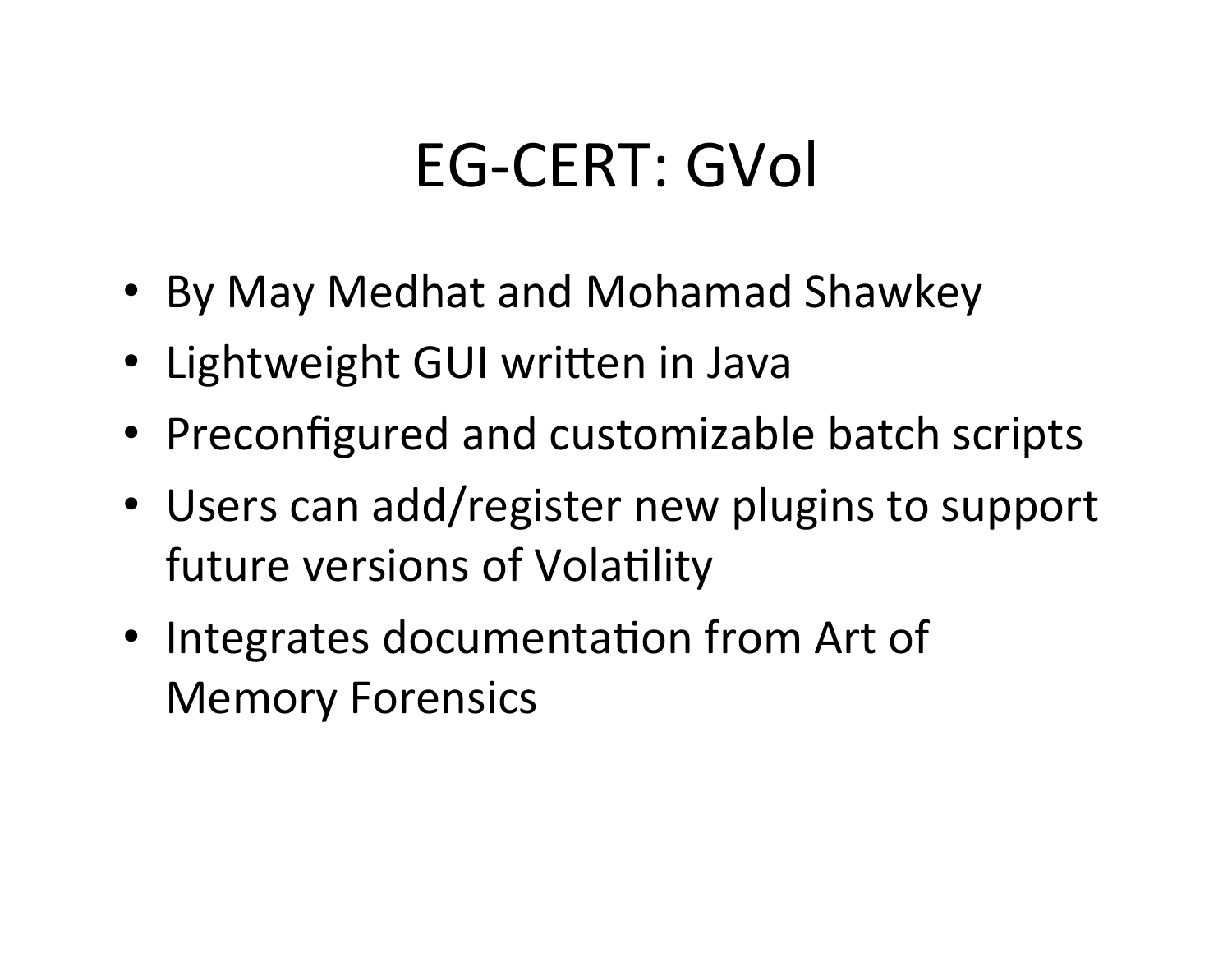# EG-CERT: GVol

- By May Medhat and Mohamad Shawkey
- Lightweight GUI written in Java
- Preconfigured and customizable batch scripts
- Users can add/register new plugins to support future versions of Volatility
- Integrates documentation from Art of Memory Forensics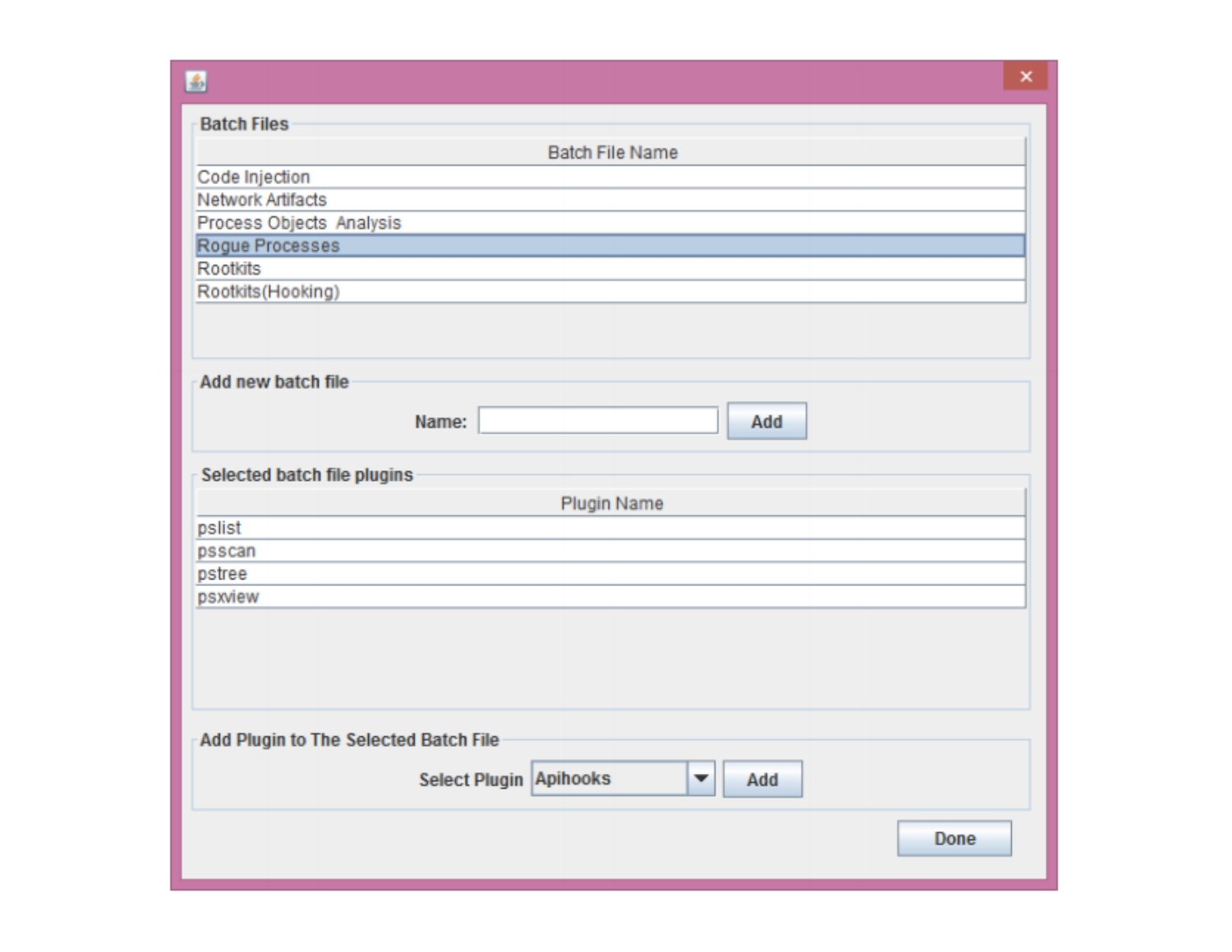**Batch Files**

| Batch File Name |
| --- |
| Code Injection |
| Network Artifacts |
| Process Objects  Analysis |
| Rogue Processes |
| Rootkits |
| Rootkits(Hooking) |

**Add new batch file**

Name: [ ] Add

**Selected batch file plugins**

| Plugin Name |
| --- |
| pslist |
| psscan |
| pstree |
| psxview |

**Add Plugin to The Selected Batch File**

Select Plugin Apihooks Add

Done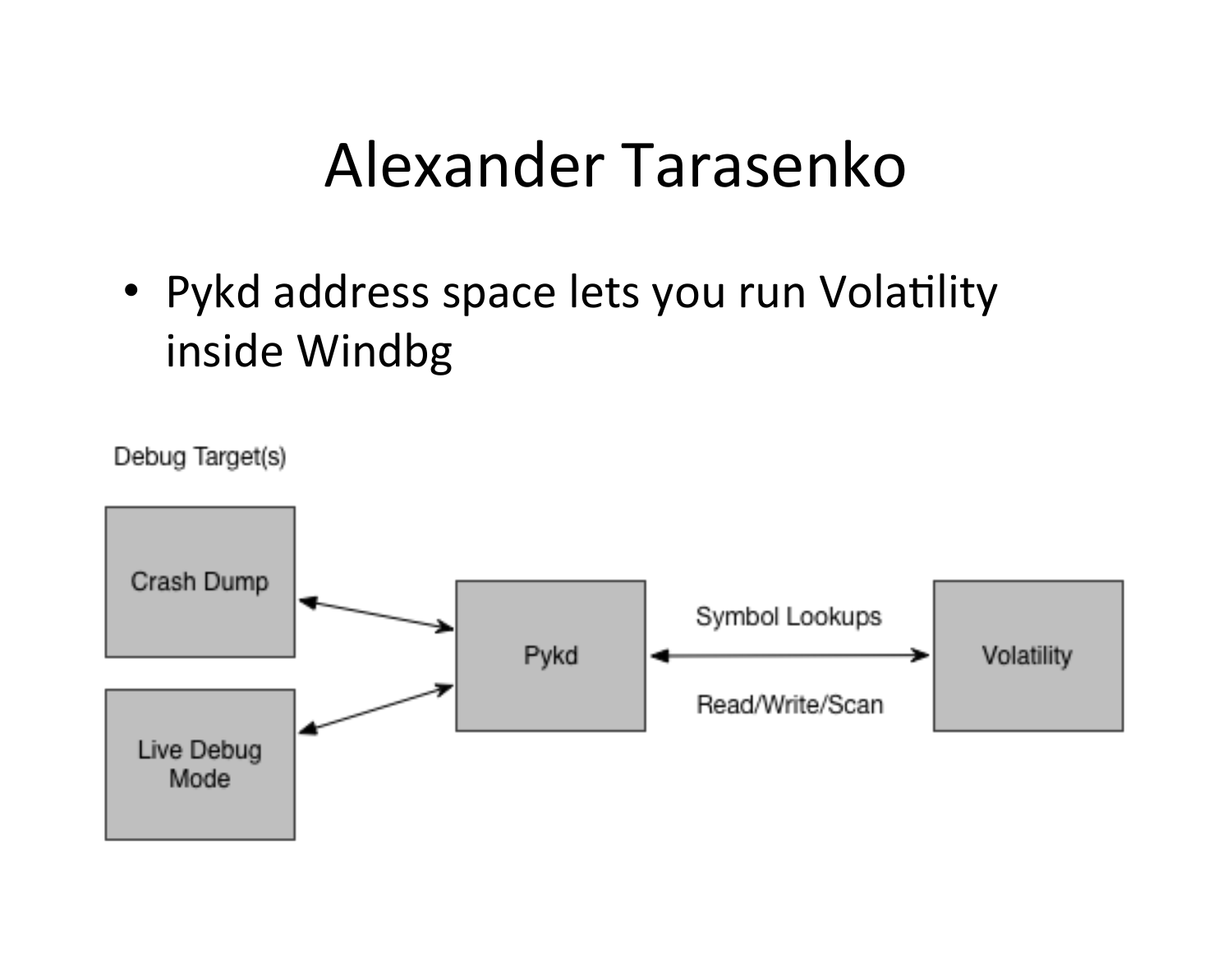# Alexander Tarasenko

- Pykd address space lets you run Volatility inside Windbg

Debug Target(s)

Crash Dump

Live Debug Mode

Pykd

Symbol Lookups

Read/Write/Scan

Volatility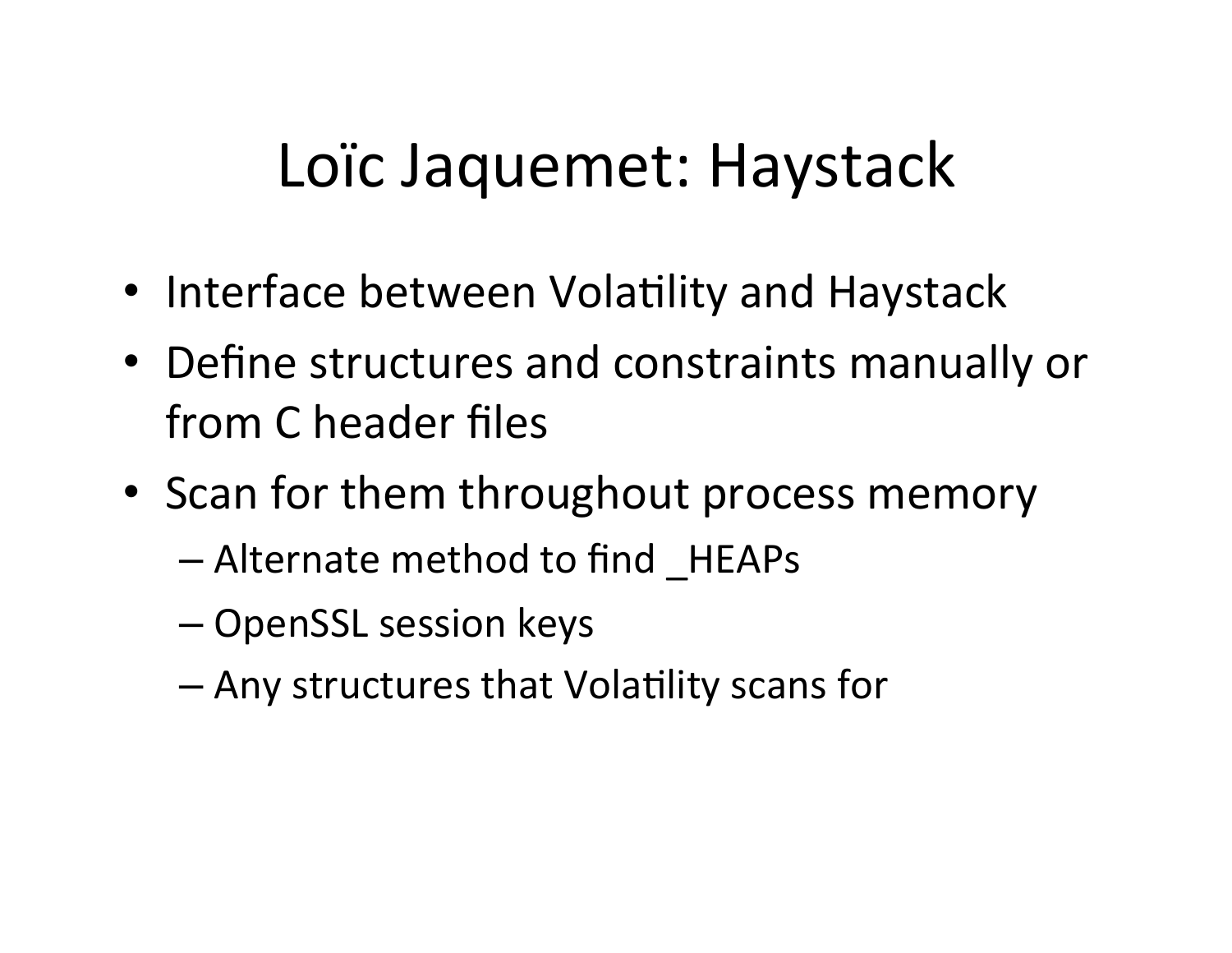# Loïc Jaquemet: Haystack

- Interface between Volatility and Haystack
- Define structures and constraints manually or from C header files
- Scan for them throughout process memory
  - Alternate method to find _HEAPs
  - OpenSSL session keys
  - Any structures that Volatility scans for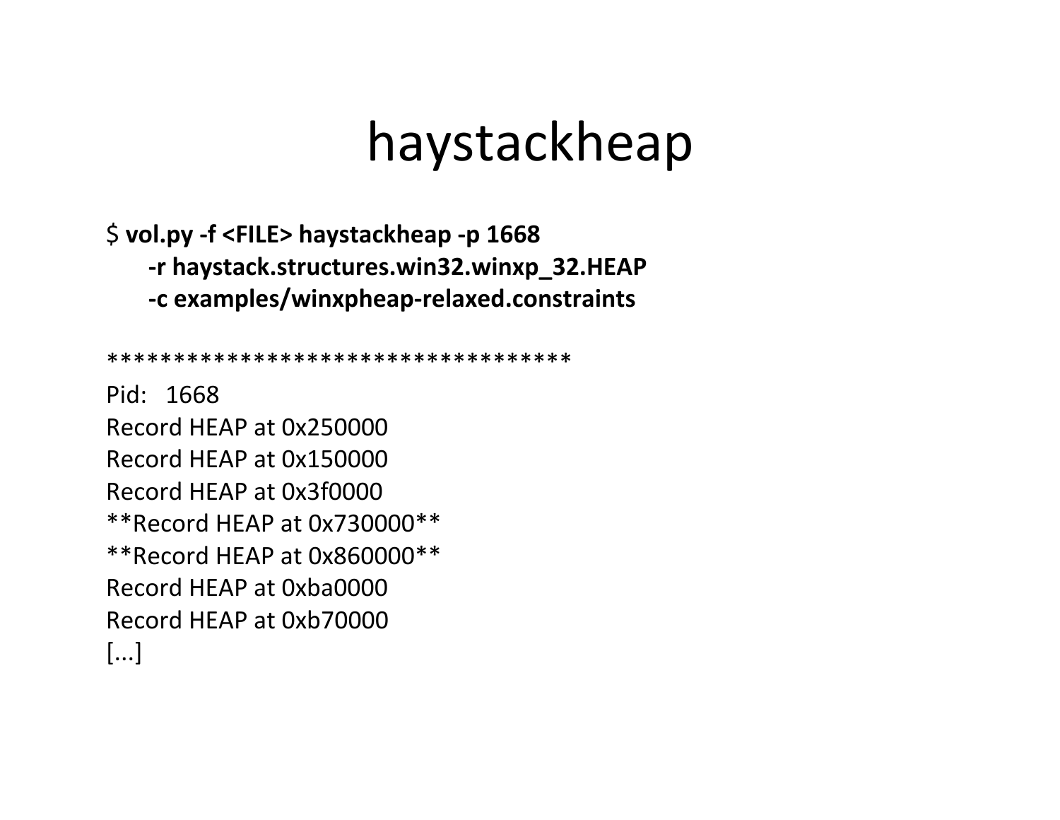# haystackheap

```
$ vol.py -f <FILE> haystackheap -p 1668
    -r haystack.structures.win32.winxp_32.HEAP
    -c examples/winxpheap-relaxed.constraints

***********************************
Pid:   1668
Record HEAP at 0x250000
Record HEAP at 0x150000
Record HEAP at 0x3f0000
**Record HEAP at 0x730000**
**Record HEAP at 0x860000**
Record HEAP at 0xba0000
Record HEAP at 0xb70000
[...]
```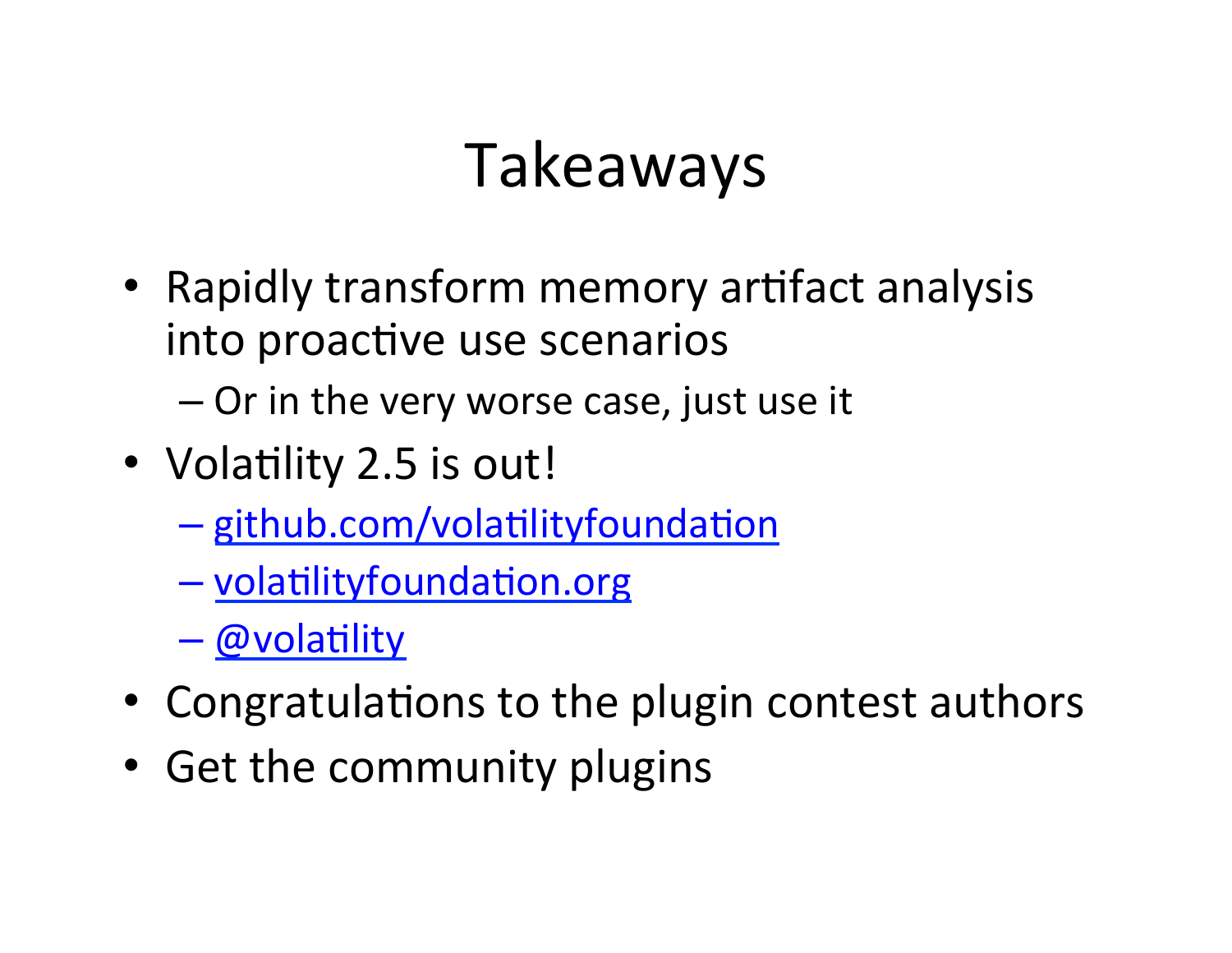# Takeaways

- Rapidly transform memory artifact analysis into proactive use scenarios
  - Or in the very worse case, just use it
- Volatility 2.5 is out!
  - github.com/volatilityfoundation
  - volatilityfoundation.org
  - @volatility
- Congratulations to the plugin contest authors
- Get the community plugins